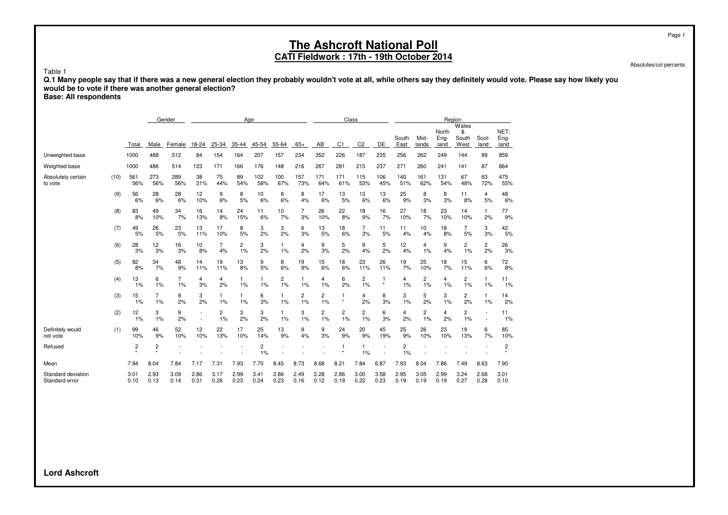# The Ashcroft National Poll

## CATI Fieldwork : 17th - 19th October 2014

Absolutes/col percents

Table 1

**Q.1 Many people say that if there was a new general election they probably wouldn't vote at all, while others say they definitely would vote. Please say how likely you would be to vote if there was another general election?**

**Base: All respondents**

| | | | Gender | | Age | | | | | | Class | | | | Region | | | | | |
|---|---|---|---|---|---|---|---|---|---|---|---|---|---|---|---|---|---|---|---|---|
| | | Total | Male | Female | 18-24 | 25-34 | 35-44 | 45-54 | 55-64 | 65+ | AB | C1 | C2 | DE | South East | Mid-lands | North Eng-land | Wales & South West | Scot-land | NET: Eng-land |
| Unweighted base | | 1000 | 488 | 512 | 84 | 154 | 164 | 207 | 157 | 234 | 352 | 226 | 187 | 235 | 256 | 262 | 249 | 144 | 89 | 859 |
| Weighted base | | 1000 | 486 | 514 | 123 | 171 | 166 | 176 | 148 | 216 | 267 | 281 | 215 | 237 | 271 | 260 | 241 | 141 | 87 | 864 |
| Absolutely certain to vote | (10) | 561 | 273 | 289 | 38 | 75 | 89 | 102 | 100 | 157 | 171 | 171 | 115 | 106 | 140 | 161 | 131 | 67 | 63 | 475 |
| | | 56% | 56% | 56% | 31% | 44% | 54% | 58% | 67% | 73% | 64% | 61% | 53% | 45% | 51% | 62% | 54% | 48% | 72% | 55% |
| | (9) | 56 | 28 | 28 | 12 | 9 | 8 | 10 | 8 | 8 | 17 | 13 | 13 | 13 | 25 | 8 | 8 | 11 | 4 | 48 |
| | | 6% | 6% | 6% | 10% | 6% | 5% | 6% | 6% | 4% | 6% | 5% | 6% | 6% | 9% | 3% | 3% | 8% | 5% | 6% |
| | (8) | 83 | 49 | 34 | 16 | 14 | 24 | 11 | 10 | 7 | 26 | 22 | 18 | 16 | 27 | 18 | 23 | 14 | 1 | 77 |
| | | 8% | 10% | 7% | 13% | 8% | 15% | 6% | 7% | 3% | 10% | 8% | 9% | 7% | 10% | 7% | 10% | 10% | 2% | 9% |
| | (7) | 49 | 26 | 23 | 13 | 17 | 8 | 3 | 3 | 6 | 13 | 18 | 7 | 11 | 11 | 10 | 18 | 7 | 3 | 42 |
| | | 5% | 5% | 5% | 11% | 10% | 5% | 2% | 2% | 3% | 5% | 6% | 3% | 5% | 4% | 4% | 8% | 5% | 3% | 5% |
| | (6) | 28 | 12 | 16 | 10 | 7 | 2 | 3 | 1 | 4 | 9 | 5 | 9 | 5 | 12 | 4 | 9 | 2 | 2 | 26 |
| | | 3% | 3% | 3% | 8% | 4% | 1% | 2% | 1% | 2% | 3% | 2% | 4% | 2% | 4% | 1% | 4% | 1% | 2% | 3% |
| | (5) | 82 | 34 | 48 | 14 | 19 | 13 | 9 | 8 | 19 | 15 | 18 | 23 | 26 | 19 | 25 | 18 | 15 | 6 | 72 |
| | | 8% | 7% | 9% | 11% | 11% | 8% | 5% | 6% | 9% | 6% | 6% | 11% | 11% | 7% | 10% | 7% | 11% | 6% | 8% |
| | (4) | 13 | 6 | 7 | 4 | 4 | 1 | 1 | 2 | 1 | 4 | 6 | 2 | 1 | 4 | 2 | 4 | 2 | 1 | 11 |
| | | 1% | 1% | 1% | 3% | 2% | 1% | 1% | 1% | 1% | 1% | 2% | 1% | * | 1% | 1% | 1% | 1% | 1% | 1% |
| | (3) | 15 | 7 | 8 | 3 | 1 | 1 | 6 | 1 | 2 | 2 | 1 | 4 | 8 | 3 | 5 | 3 | 2 | 1 | 14 |
| | | 1% | 1% | 2% | 2% | 1% | 1% | 3% | 1% | 1% | 1% | * | 2% | 3% | 1% | 2% | 1% | 2% | 1% | 2% |
| | (2) | 12 | 3 | 9 | - | 2 | 3 | 3 | 1 | 3 | 2 | 2 | 2 | 6 | 4 | 2 | 4 | 2 | - | 11 |
| | | 1% | 1% | 2% | - | 1% | 2% | 2% | 1% | 1% | 1% | 1% | 1% | 3% | 2% | 1% | 2% | 1% | - | 1% |
| Definitely would not vote | (1) | 99 | 46 | 52 | 12 | 22 | 17 | 25 | 13 | 9 | 9 | 24 | 20 | 45 | 25 | 26 | 23 | 19 | 6 | 85 |
| | | 10% | 9% | 10% | 10% | 13% | 10% | 14% | 9% | 4% | 3% | 9% | 9% | 19% | 9% | 10% | 10% | 13% | 7% | 10% |
| Refused | | 2 | 2 | - | - | - | - | 2 | - | - | - | 1 | 1 | - | 2 | - | - | - | - | 2 |
| | | * | * | - | - | - | - | 1% | - | - | - | * | 1% | - | 1% | - | - | - | - | * |
| Mean | | 7.94 | 8.04 | 7.84 | 7.17 | 7.31 | 7.93 | 7.70 | 8.45 | 8.73 | 8.68 | 8.21 | 7.84 | 6.87 | 7.93 | 8.04 | 7.86 | 7.49 | 8.63 | 7.90 |
| Standard deviation | | 3.01 | 2.93 | 3.09 | 2.86 | 3.17 | 2.99 | 3.41 | 2.86 | 2.49 | 2.28 | 2.86 | 3.00 | 3.58 | 2.95 | 3.05 | 2.99 | 3.24 | 2.68 | 3.01 |
| Standard error | | 0.10 | 0.13 | 0.14 | 0.31 | 0.26 | 0.23 | 0.24 | 0.23 | 0.16 | 0.12 | 0.19 | 0.22 | 0.23 | 0.19 | 0.19 | 0.19 | 0.27 | 0.28 | 0.10 |

**Lord Ashcroft**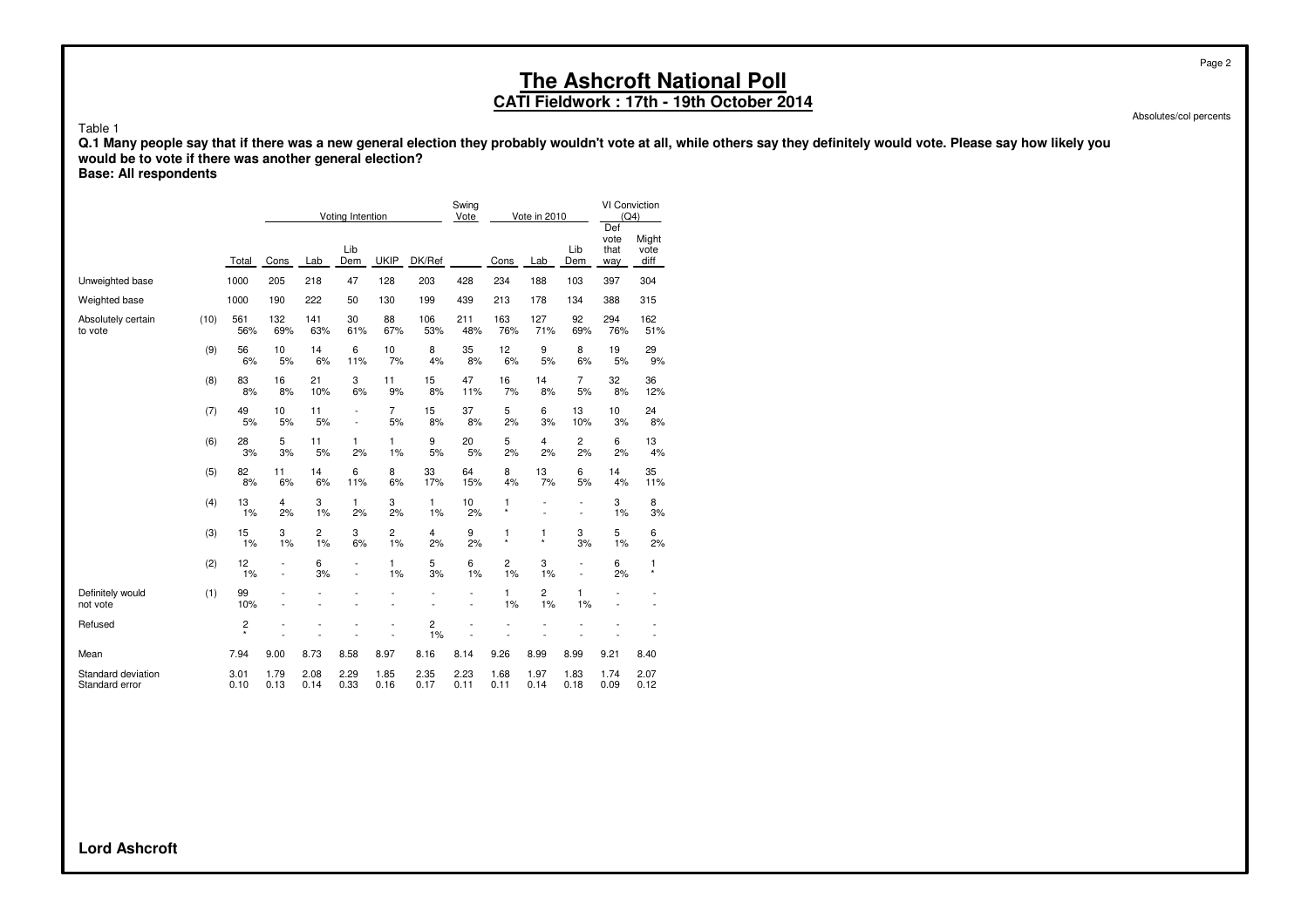# The Ashcroft National Poll

## CATI Fieldwork : 17th - 19th October 2014

Absolutes/col percents

Table 1

**Q.1 Many people say that if there was a new general election they probably wouldn't vote at all, while others say they definitely would vote. Please say how likely you would be to vote if there was another general election?**

**Base: All respondents**

| | | | Voting Intention | | | | | Swing Vote | Vote in 2010 | | | VI Conviction (Q4) | |
|---|---|---|---|---|---|---|---|---|---|---|---|---|---|
| | | Total | Cons | Lab | Lib Dem | UKIP | DK/Ref | | Cons | Lab | Lib Dem | Def vote that way | Might vote diff |
| Unweighted base | | 1000 | 205 | 218 | 47 | 128 | 203 | 428 | 234 | 188 | 103 | 397 | 304 |
| Weighted base | | 1000 | 190 | 222 | 50 | 130 | 199 | 439 | 213 | 178 | 134 | 388 | 315 |
| Absolutely certain to vote | (10) | 561<br>56% | 132<br>69% | 141<br>63% | 30<br>61% | 88<br>67% | 106<br>53% | 211<br>48% | 163<br>76% | 127<br>71% | 92<br>69% | 294<br>76% | 162<br>51% |
| | (9) | 56<br>6% | 10<br>5% | 14<br>6% | 6<br>11% | 10<br>7% | 8<br>4% | 35<br>8% | 12<br>6% | 9<br>5% | 8<br>6% | 19<br>5% | 29<br>9% |
| | (8) | 83<br>8% | 16<br>8% | 21<br>10% | 3<br>6% | 11<br>9% | 15<br>8% | 47<br>11% | 16<br>7% | 14<br>8% | 7<br>5% | 32<br>8% | 36<br>12% |
| | (7) | 49<br>5% | 10<br>5% | 11<br>5% | -<br>- | 7<br>5% | 15<br>8% | 37<br>8% | 5<br>2% | 6<br>3% | 13<br>10% | 10<br>3% | 24<br>8% |
| | (6) | 28<br>3% | 5<br>3% | 11<br>5% | 1<br>2% | 1<br>1% | 9<br>5% | 20<br>5% | 5<br>2% | 4<br>2% | 2<br>2% | 6<br>2% | 13<br>4% |
| | (5) | 82<br>8% | 11<br>6% | 14<br>6% | 6<br>11% | 8<br>6% | 33<br>17% | 64<br>15% | 8<br>4% | 13<br>7% | 6<br>5% | 14<br>4% | 35<br>11% |
| | (4) | 13<br>1% | 4<br>2% | 3<br>1% | 1<br>2% | 3<br>2% | 1<br>1% | 10<br>2% | 1<br>* | -<br>- | -<br>- | 3<br>1% | 8<br>3% |
| | (3) | 15<br>1% | 3<br>1% | 2<br>1% | 3<br>6% | 2<br>1% | 4<br>2% | 9<br>2% | 1<br>* | 1<br>* | 3<br>3% | 5<br>1% | 6<br>2% |
| | (2) | 12<br>1% | -<br>- | 6<br>3% | -<br>- | 1<br>1% | 5<br>3% | 6<br>1% | 2<br>1% | 3<br>1% | -<br>- | 6<br>2% | 1<br>* |
| Definitely would not vote | (1) | 99<br>10% | -<br>- | -<br>- | -<br>- | -<br>- | -<br>- | -<br>- | 1<br>1% | 2<br>1% | 1<br>1% | -<br>- | -<br>- |
| Refused | | 2<br>* | -<br>- | -<br>- | -<br>- | -<br>- | 2<br>1% | -<br>- | -<br>- | -<br>- | -<br>- | -<br>- | -<br>- |
| Mean | | 7.94 | 9.00 | 8.73 | 8.58 | 8.97 | 8.16 | 8.14 | 9.26 | 8.99 | 8.99 | 9.21 | 8.40 |
| Standard deviation | | 3.01 | 1.79 | 2.08 | 2.29 | 1.85 | 2.35 | 2.23 | 1.68 | 1.97 | 1.83 | 1.74 | 2.07 |
| Standard error | | 0.10 | 0.13 | 0.14 | 0.33 | 0.16 | 0.17 | 0.11 | 0.11 | 0.14 | 0.18 | 0.09 | 0.12 |

**Lord Ashcroft**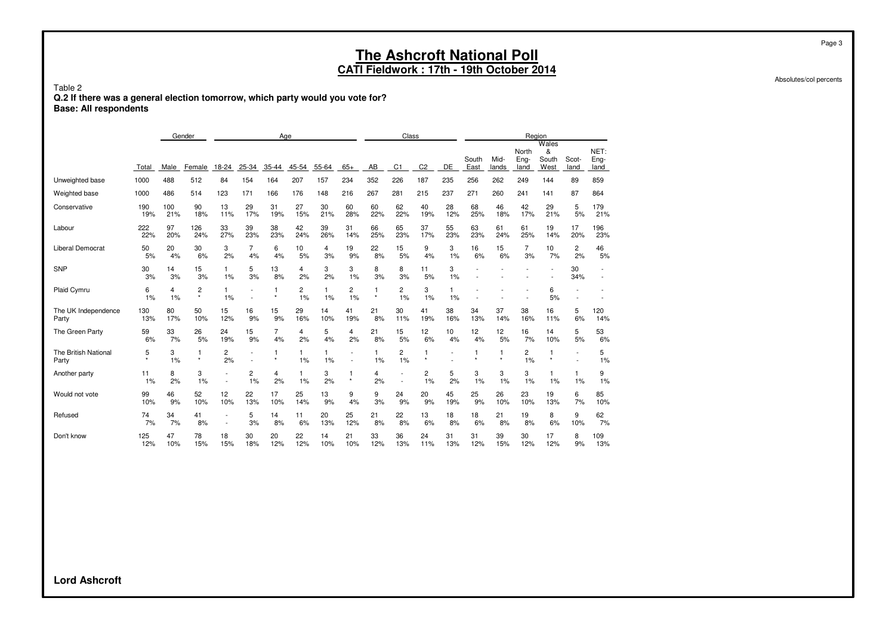# The Ashcroft National Poll

## CATI Fieldwork : 17th - 19th October 2014

Absolutes/col percents

Table 2

**Q.2 If there was a general election tomorrow, which party would you vote for?**
**Base: All respondents**

| | | Gender | | Age | | | | | | Class | | | | Region | | | | | |
|---|---|---|---|---|---|---|---|---|---|---|---|---|---|---|---|---|---|---|---|
| | Total | Male | Female | 18-24 | 25-34 | 35-44 | 45-54 | 55-64 | 65+ | AB | C1 | C2 | DE | South East | Mid-lands | North Eng-land | Wales & South West | Scot-land | NET: Eng-land |
| Unweighted base | 1000 | 488 | 512 | 84 | 154 | 164 | 207 | 157 | 234 | 352 | 226 | 187 | 235 | 256 | 262 | 249 | 144 | 89 | 859 |
| Weighted base | 1000 | 486 | 514 | 123 | 171 | 166 | 176 | 148 | 216 | 267 | 281 | 215 | 237 | 271 | 260 | 241 | 141 | 87 | 864 |
| Conservative | 190 | 100 | 90 | 13 | 29 | 31 | 27 | 30 | 60 | 60 | 62 | 40 | 28 | 68 | 46 | 42 | 29 | 5 | 179 |
| | 19% | 21% | 18% | 11% | 17% | 19% | 15% | 21% | 28% | 22% | 22% | 19% | 12% | 25% | 18% | 17% | 21% | 5% | 21% |
| Labour | 222 | 97 | 126 | 33 | 39 | 38 | 42 | 39 | 31 | 66 | 65 | 37 | 55 | 63 | 61 | 61 | 19 | 17 | 196 |
| | 22% | 20% | 24% | 27% | 23% | 23% | 24% | 26% | 14% | 25% | 23% | 17% | 23% | 23% | 24% | 25% | 14% | 20% | 23% |
| Liberal Democrat | 50 | 20 | 30 | 3 | 7 | 6 | 10 | 4 | 19 | 22 | 15 | 9 | 3 | 16 | 15 | 7 | 10 | 2 | 46 |
| | 5% | 4% | 6% | 2% | 4% | 4% | 5% | 3% | 9% | 8% | 5% | 4% | 1% | 6% | 6% | 3% | 7% | 2% | 5% |
| SNP | 30 | 14 | 15 | 1 | 5 | 13 | 4 | 3 | 3 | 8 | 8 | 11 | 3 | - | - | - | - | 30 | - |
| | 3% | 3% | 3% | 1% | 3% | 8% | 2% | 2% | 1% | 3% | 3% | 5% | 1% | - | - | - | - | 34% | - |
| Plaid Cymru | 6 | 4 | 2 | 1 | - | 1 | 2 | 1 | 2 | 1 | 2 | 3 | 1 | - | - | - | 6 | - | - |
| | 1% | 1% | * | 1% | - | * | 1% | 1% | 1% | * | 1% | 1% | 1% | - | - | - | 5% | - | - |
| The UK Independence Party | 130 | 80 | 50 | 15 | 16 | 15 | 29 | 14 | 41 | 21 | 30 | 41 | 38 | 34 | 37 | 38 | 16 | 5 | 120 |
| | 13% | 17% | 10% | 12% | 9% | 9% | 16% | 10% | 19% | 8% | 11% | 19% | 16% | 13% | 14% | 16% | 11% | 6% | 14% |
| The Green Party | 59 | 33 | 26 | 24 | 15 | 7 | 4 | 5 | 4 | 21 | 15 | 12 | 10 | 12 | 12 | 16 | 14 | 5 | 53 |
| | 6% | 7% | 5% | 19% | 9% | 4% | 2% | 4% | 2% | 8% | 5% | 6% | 4% | 4% | 5% | 7% | 10% | 5% | 6% |
| The British National Party | 5 | 3 | 1 | 2 | - | 1 | 1 | 1 | - | 1 | 2 | 1 | - | 1 | 1 | 2 | 1 | - | 5 |
| | * | 1% | * | 2% | - | * | 1% | 1% | - | 1% | 1% | * | - | * | * | 1% | * | - | 1% |
| Another party | 11 | 8 | 3 | - | 2 | 4 | 1 | 3 | 1 | 4 | - | 2 | 5 | 3 | 3 | 3 | 1 | 1 | 9 |
| | 1% | 2% | 1% | - | 1% | 2% | 1% | 2% | * | 2% | - | 1% | 2% | 1% | 1% | 1% | 1% | 1% | 1% |
| Would not vote | 99 | 46 | 52 | 12 | 22 | 17 | 25 | 13 | 9 | 9 | 24 | 20 | 45 | 25 | 26 | 23 | 19 | 6 | 85 |
| | 10% | 9% | 10% | 10% | 13% | 10% | 14% | 9% | 4% | 3% | 9% | 9% | 19% | 9% | 10% | 10% | 13% | 7% | 10% |
| Refused | 74 | 34 | 41 | - | 5 | 14 | 11 | 20 | 25 | 21 | 22 | 13 | 18 | 18 | 21 | 19 | 8 | 9 | 62 |
| | 7% | 7% | 8% | - | 3% | 8% | 6% | 13% | 12% | 8% | 8% | 6% | 8% | 6% | 8% | 8% | 6% | 10% | 7% |
| Don't know | 125 | 47 | 78 | 18 | 30 | 20 | 22 | 14 | 21 | 33 | 36 | 24 | 31 | 31 | 39 | 30 | 17 | 8 | 109 |
| | 12% | 10% | 15% | 15% | 18% | 12% | 12% | 10% | 10% | 12% | 13% | 11% | 13% | 12% | 15% | 12% | 12% | 9% | 13% |

**Lord Ashcroft**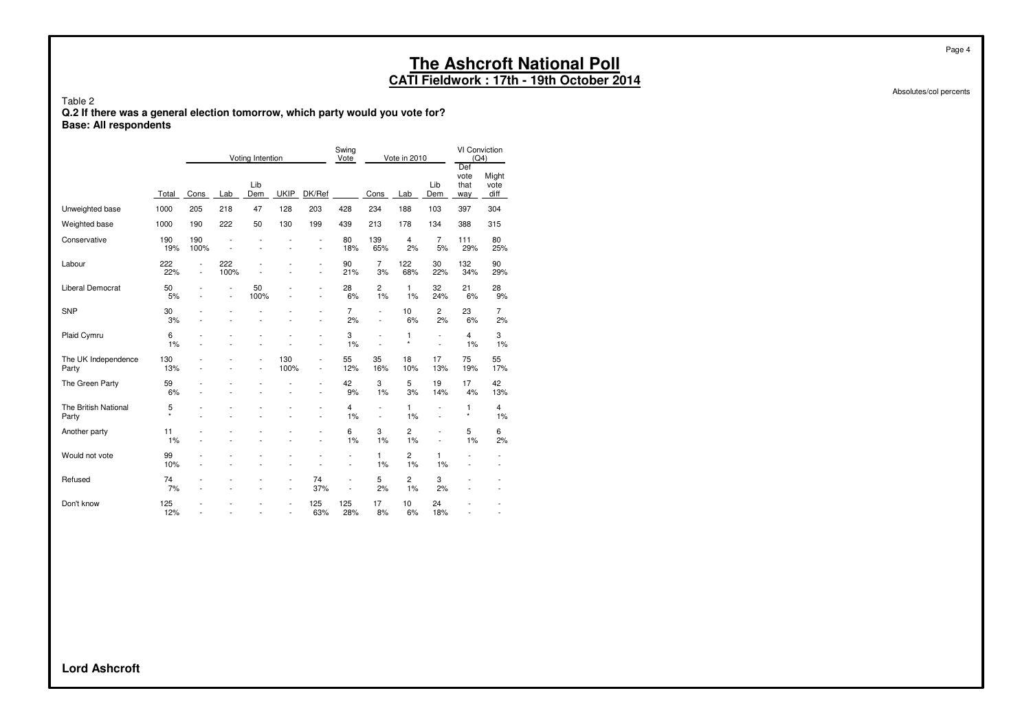# The Ashcroft National Poll
## CATI Fieldwork : 17th - 19th October 2014

Absolutes/col percents

Table 2
**Q.2 If there was a general election tomorrow, which party would you vote for?**
**Base: All respondents**

| | | Voting Intention | | | | | Swing Vote | Vote in 2010 | | | VI Conviction (Q4) | |
|---|---|---|---|---|---|---|---|---|---|---|---|---|
| | Total | Cons | Lab | Lib Dem | UKIP | DK/Ref | | Cons | Lab | Lib Dem | Def vote that way | Might vote diff |
| Unweighted base | 1000 | 205 | 218 | 47 | 128 | 203 | 428 | 234 | 188 | 103 | 397 | 304 |
| Weighted base | 1000 | 190 | 222 | 50 | 130 | 199 | 439 | 213 | 178 | 134 | 388 | 315 |
| Conservative | 190 | 190 | - | - | - | - | 80 | 139 | 4 | 7 | 111 | 80 |
| | 19% | 100% | - | - | - | - | 18% | 65% | 2% | 5% | 29% | 25% |
| Labour | 222 | - | 222 | - | - | - | 90 | 7 | 122 | 30 | 132 | 90 |
| | 22% | - | 100% | - | - | - | 21% | 3% | 68% | 22% | 34% | 29% |
| Liberal Democrat | 50 | - | - | 50 | - | - | 28 | 2 | 1 | 32 | 21 | 28 |
| | 5% | - | - | 100% | - | - | 6% | 1% | 1% | 24% | 6% | 9% |
| SNP | 30 | - | - | - | - | - | 7 | - | 10 | 2 | 23 | 7 |
| | 3% | - | - | - | - | - | 2% | - | 6% | 2% | 6% | 2% |
| Plaid Cymru | 6 | - | - | - | - | - | 3 | - | 1 | - | 4 | 3 |
| | 1% | - | - | - | - | - | 1% | - | * | - | 1% | 1% |
| The UK Independence Party | 130 | - | - | - | 130 | - | 55 | 35 | 18 | 17 | 75 | 55 |
| | 13% | - | - | - | 100% | - | 12% | 16% | 10% | 13% | 19% | 17% |
| The Green Party | 59 | - | - | - | - | - | 42 | 3 | 5 | 19 | 17 | 42 |
| | 6% | - | - | - | - | - | 9% | 1% | 3% | 14% | 4% | 13% |
| The British National Party | 5 | - | - | - | - | - | 4 | - | 1 | - | 1 | 4 |
| | * | - | - | - | - | - | 1% | - | 1% | - | * | 1% |
| Another party | 11 | - | - | - | - | - | 6 | 3 | 2 | - | 5 | 6 |
| | 1% | - | - | - | - | - | 1% | 1% | 1% | - | 1% | 2% |
| Would not vote | 99 | - | - | - | - | - | - | 1 | 2 | 1 | - | - |
| | 10% | - | - | - | - | - | - | 1% | 1% | 1% | - | - |
| Refused | 74 | - | - | - | - | 74 | - | 5 | 2 | 3 | - | - |
| | 7% | - | - | - | - | 37% | - | 2% | 1% | 2% | - | - |
| Don't know | 125 | - | - | - | - | 125 | 125 | 17 | 10 | 24 | - | - |
| | 12% | - | - | - | - | 63% | 28% | 8% | 6% | 18% | - | - |

**Lord Ashcroft**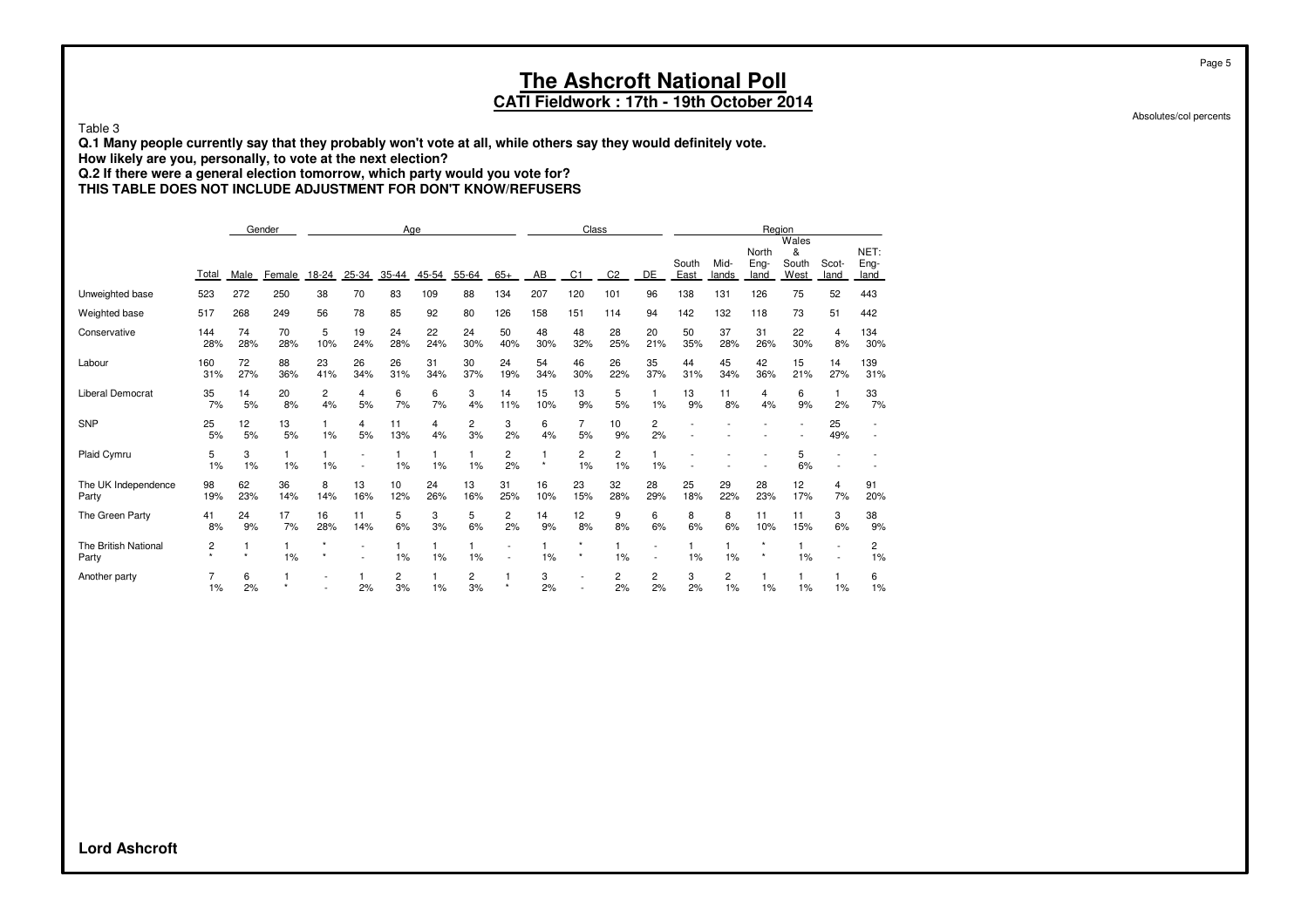# The Ashcroft National Poll

**CATI Fieldwork : 17th - 19th October 2014**

Absolutes/col percents

Table 3

**Q.1 Many people currently say that they probably won't vote at all, while others say they would definitely vote.**
**How likely are you, personally, to vote at the next election?**
**Q.2 If there were a general election tomorrow, which party would you vote for?**
**THIS TABLE DOES NOT INCLUDE ADJUSTMENT FOR DON'T KNOW/REFUSERS**

| | | Gender | | Age | | | | | | Class | | | | Region | | | | | |
|---|---|---|---|---|---|---|---|---|---|---|---|---|---|---|---|---|---|---|---|
| | Total | Male | Female | 18-24 | 25-34 | 35-44 | 45-54 | 55-64 | 65+ | AB | C1 | C2 | DE | South East | Mid-lands | North Eng-land | Wales & South West | Scot-land | NET: Eng-land |
| Unweighted base | 523 | 272 | 250 | 38 | 70 | 83 | 109 | 88 | 134 | 207 | 120 | 101 | 96 | 138 | 131 | 126 | 75 | 52 | 443 |
| Weighted base | 517 | 268 | 249 | 56 | 78 | 85 | 92 | 80 | 126 | 158 | 151 | 114 | 94 | 142 | 132 | 118 | 73 | 51 | 442 |
| Conservative | 144 | 74 | 70 | 5 | 19 | 24 | 22 | 24 | 50 | 48 | 48 | 28 | 20 | 50 | 37 | 31 | 22 | 4 | 134 |
| | 28% | 28% | 28% | 10% | 24% | 28% | 24% | 30% | 40% | 30% | 32% | 25% | 21% | 35% | 28% | 26% | 30% | 8% | 30% |
| Labour | 160 | 72 | 88 | 23 | 26 | 26 | 31 | 30 | 24 | 54 | 46 | 26 | 35 | 44 | 45 | 42 | 15 | 14 | 139 |
| | 31% | 27% | 36% | 41% | 34% | 31% | 34% | 37% | 19% | 34% | 30% | 22% | 37% | 31% | 34% | 36% | 21% | 27% | 31% |
| Liberal Democrat | 35 | 14 | 20 | 2 | 4 | 6 | 6 | 3 | 14 | 15 | 13 | 5 | 1 | 13 | 11 | 4 | 6 | 1 | 33 |
| | 7% | 5% | 8% | 4% | 5% | 7% | 7% | 4% | 11% | 10% | 9% | 5% | 1% | 9% | 8% | 4% | 9% | 2% | 7% |
| SNP | 25 | 12 | 13 | 1 | 4 | 11 | 4 | 2 | 3 | 6 | 7 | 10 | 2 | - | - | - | - | 25 | - |
| | 5% | 5% | 5% | 1% | 5% | 13% | 4% | 3% | 2% | 4% | 5% | 9% | 2% | - | - | - | - | 49% | - |
| Plaid Cymru | 5 | 3 | 1 | 1 | - | 1 | 1 | 1 | 2 | 1 | 2 | 2 | 1 | - | - | - | 5 | - | - |
| | 1% | 1% | 1% | 1% | - | 1% | 1% | 1% | 2% | * | 1% | 1% | 1% | - | - | - | 6% | - | - |
| The UK Independence Party | 98 | 62 | 36 | 8 | 13 | 10 | 24 | 13 | 31 | 16 | 23 | 32 | 28 | 25 | 29 | 28 | 12 | 4 | 91 |
| | 19% | 23% | 14% | 14% | 16% | 12% | 26% | 16% | 25% | 10% | 15% | 28% | 29% | 18% | 22% | 23% | 17% | 7% | 20% |
| The Green Party | 41 | 24 | 17 | 16 | 11 | 5 | 3 | 5 | 2 | 14 | 12 | 9 | 6 | 8 | 8 | 11 | 11 | 3 | 38 |
| | 8% | 9% | 7% | 28% | 14% | 6% | 3% | 6% | 2% | 9% | 8% | 8% | 6% | 6% | 6% | 10% | 15% | 6% | 9% |
| The British National Party | 2 | 1 | 1 | * | - | 1 | 1 | 1 | - | 1 | * | 1 | - | 1 | 1 | * | 1 | - | 2 |
| | * | * | 1% | * | - | 1% | 1% | 1% | - | 1% | * | 1% | - | 1% | 1% | * | 1% | - | 1% |
| Another party | 7 | 6 | 1 | - | 1 | 2 | 1 | 2 | 1 | 3 | - | 2 | 2 | 3 | 2 | 1 | 1 | 1 | 6 |
| | 1% | 2% | * | - | 2% | 3% | 1% | 3% | * | 2% | - | 2% | 2% | 2% | 1% | 1% | 1% | 1% | 1% |

**Lord Ashcroft**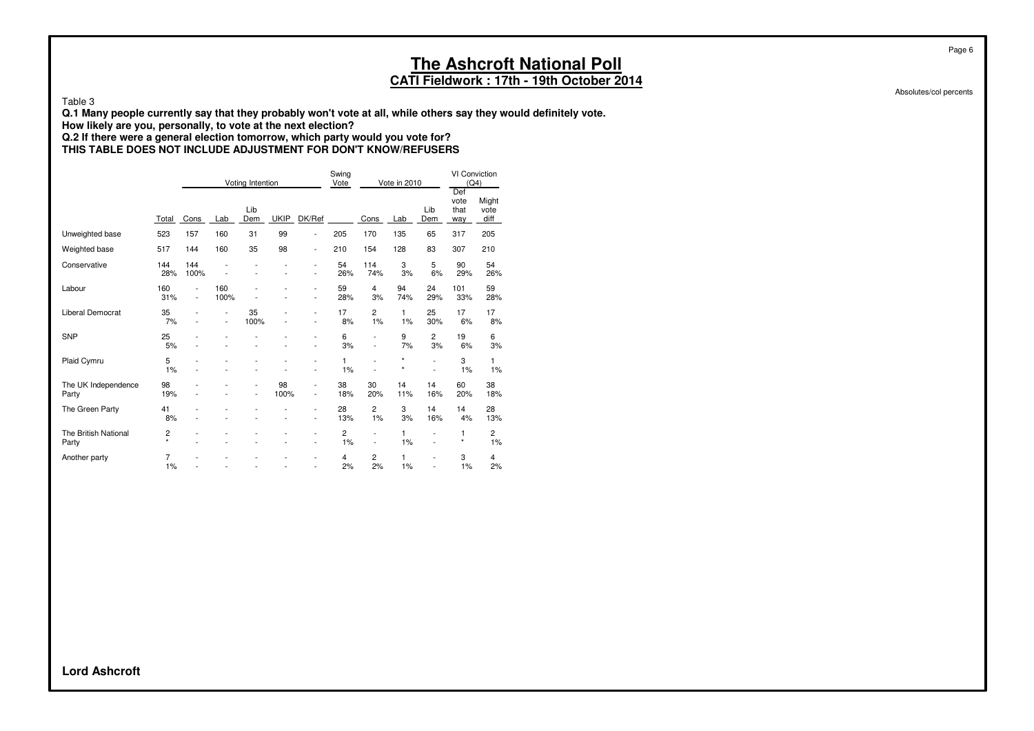# The Ashcroft National Poll

## CATI Fieldwork : 17th - 19th October 2014

Absolutes/col percents

Table 3

**Q.1 Many people currently say that they probably won't vote at all, while others say they would definitely vote.**
**How likely are you, personally, to vote at the next election?**
**Q.2 If there were a general election tomorrow, which party would you vote for?**
**THIS TABLE DOES NOT INCLUDE ADJUSTMENT FOR DON'T KNOW/REFUSERS**

| | | Voting Intention | | | | | Swing Vote | Vote in 2010 | | | VI Conviction (Q4) | |
|---|---|---|---|---|---|---|---|---|---|---|---|---|
| | Total | Cons | Lab | Lib Dem | UKIP | DK/Ref | | Cons | Lab | Lib Dem | Def vote that way | Might vote diff |
| Unweighted base | 523 | 157 | 160 | 31 | 99 | - | 205 | 170 | 135 | 65 | 317 | 205 |
| Weighted base | 517 | 144 | 160 | 35 | 98 | - | 210 | 154 | 128 | 83 | 307 | 210 |
| Conservative | 144<br>28% | 144<br>100% | -<br>- | -<br>- | -<br>- | -<br>- | 54<br>26% | 114<br>74% | 3<br>3% | 5<br>6% | 90<br>29% | 54<br>26% |
| Labour | 160<br>31% | -<br>- | 160<br>100% | -<br>- | -<br>- | -<br>- | 59<br>28% | 4<br>3% | 94<br>74% | 24<br>29% | 101<br>33% | 59<br>28% |
| Liberal Democrat | 35<br>7% | -<br>- | -<br>- | 35<br>100% | -<br>- | -<br>- | 17<br>8% | 2<br>1% | 1<br>1% | 25<br>30% | 17<br>6% | 17<br>8% |
| SNP | 25<br>5% | -<br>- | -<br>- | -<br>- | -<br>- | -<br>- | 6<br>3% | -<br>- | 9<br>7% | 2<br>3% | 19<br>6% | 6<br>3% |
| Plaid Cymru | 5<br>1% | -<br>- | -<br>- | -<br>- | -<br>- | -<br>- | 1<br>1% | -<br>- | *<br>* | -<br>- | 3<br>1% | 1<br>1% |
| The UK Independence Party | 98<br>19% | -<br>- | -<br>- | -<br>- | 98<br>100% | -<br>- | 38<br>18% | 30<br>20% | 14<br>11% | 14<br>16% | 60<br>20% | 38<br>18% |
| The Green Party | 41<br>8% | -<br>- | -<br>- | -<br>- | -<br>- | -<br>- | 28<br>13% | 2<br>1% | 3<br>3% | 14<br>16% | 14<br>4% | 28<br>13% |
| The British National Party | 2<br>* | -<br>- | -<br>- | -<br>- | -<br>- | -<br>- | 2<br>1% | -<br>- | 1<br>1% | -<br>- | 1<br>* | 2<br>1% |
| Another party | 7<br>1% | -<br>- | -<br>- | -<br>- | -<br>- | -<br>- | 4<br>2% | 2<br>2% | 1<br>1% | -<br>- | 3<br>1% | 4<br>2% |

**Lord Ashcroft**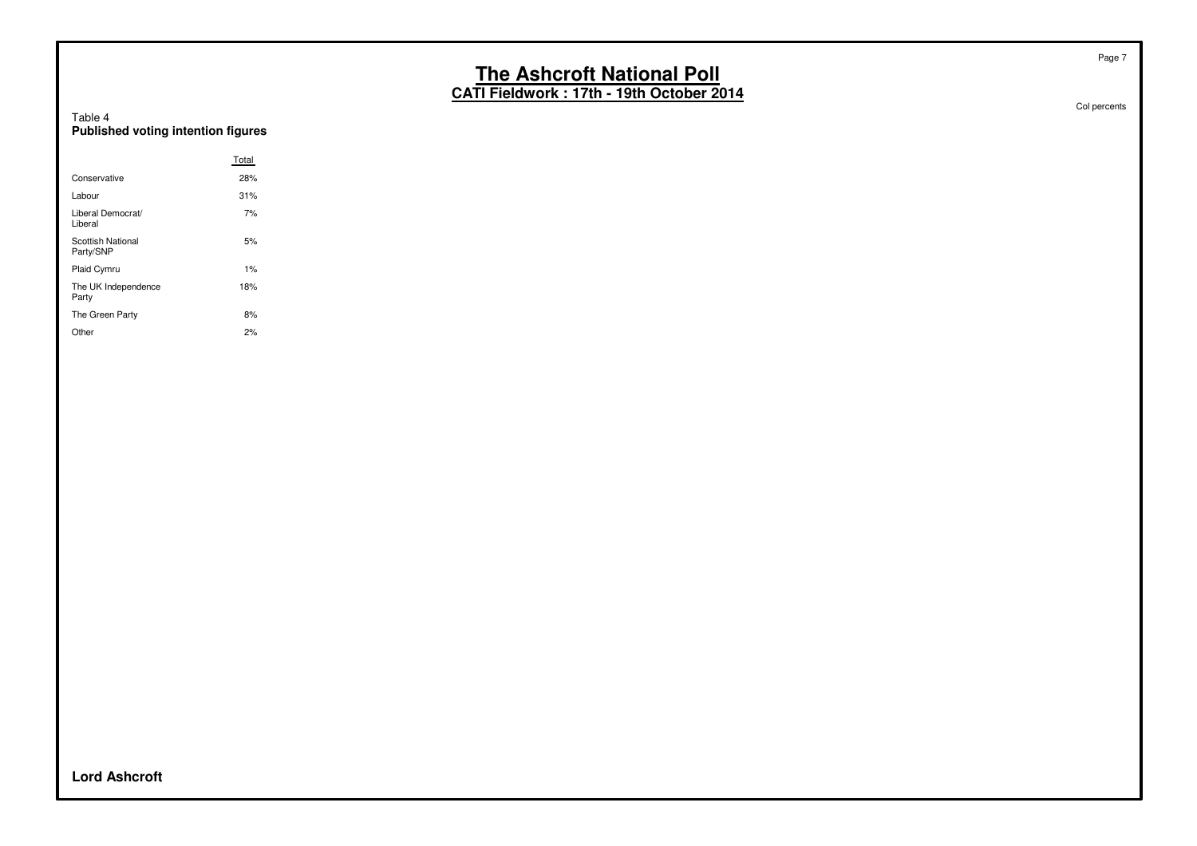# The Ashcroft National Poll
## CATI Fieldwork : 17th - 19th October 2014

Col percents

Table 4
**Published voting intention figures**

| | Total |
|---|---|
| Conservative | 28% |
| Labour | 31% |
| Liberal Democrat/ Liberal | 7% |
| Scottish National Party/SNP | 5% |
| Plaid Cymru | 1% |
| The UK Independence Party | 18% |
| The Green Party | 8% |
| Other | 2% |

**Lord Ashcroft**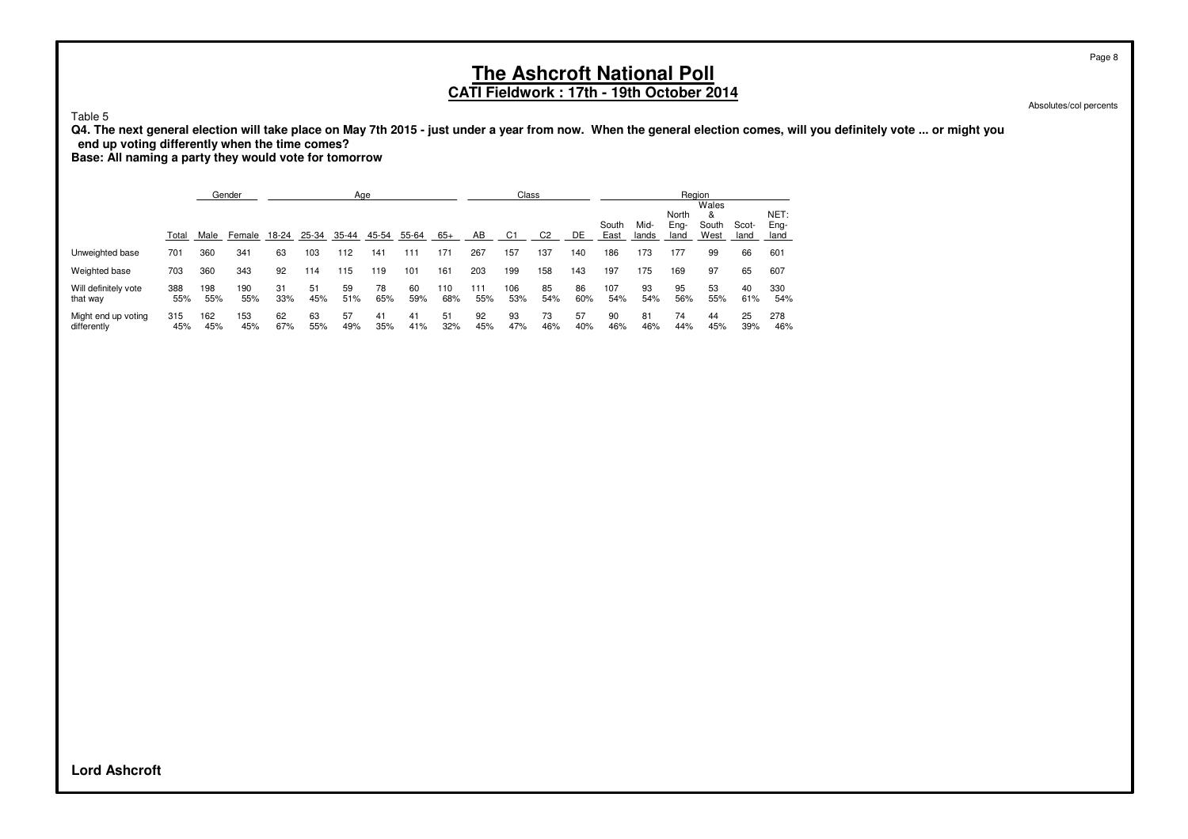# The Ashcroft National Poll

## CATI Fieldwork : 17th - 19th October 2014

Absolutes/col percents

Table 5

**Q4. The next general election will take place on May 7th 2015 - just under a year from now. When the general election comes, will you definitely vote ... or might you end up voting differently when the time comes?**

**Base: All naming a party they would vote for tomorrow**

| | | Gender | | Age | | | | | | Class | | | | Region | | | | | |
|---|---|---|---|---|---|---|---|---|---|---|---|---|---|---|---|---|---|---|---|
| | Total | Male | Female | 18-24 | 25-34 | 35-44 | 45-54 | 55-64 | 65+ | AB | C1 | C2 | DE | South East | Mid-lands | North Eng-land | Wales & South West | Scot-land | NET: Eng-land |
| Unweighted base | 701 | 360 | 341 | 63 | 103 | 112 | 141 | 111 | 171 | 267 | 157 | 137 | 140 | 186 | 173 | 177 | 99 | 66 | 601 |
| Weighted base | 703 | 360 | 343 | 92 | 114 | 115 | 119 | 101 | 161 | 203 | 199 | 158 | 143 | 197 | 175 | 169 | 97 | 65 | 607 |
| Will definitely vote that way | 388 | 198 | 190 | 31 | 51 | 59 | 78 | 60 | 110 | 111 | 106 | 85 | 86 | 107 | 93 | 95 | 53 | 40 | 330 |
| | 55% | 55% | 55% | 33% | 45% | 51% | 65% | 59% | 68% | 55% | 53% | 54% | 60% | 54% | 54% | 56% | 55% | 61% | 54% |
| Might end up voting differently | 315 | 162 | 153 | 62 | 63 | 57 | 41 | 41 | 51 | 92 | 93 | 73 | 57 | 90 | 81 | 74 | 44 | 25 | 278 |
| | 45% | 45% | 45% | 67% | 55% | 49% | 35% | 41% | 32% | 45% | 47% | 46% | 40% | 46% | 46% | 44% | 45% | 39% | 46% |

**Lord Ashcroft**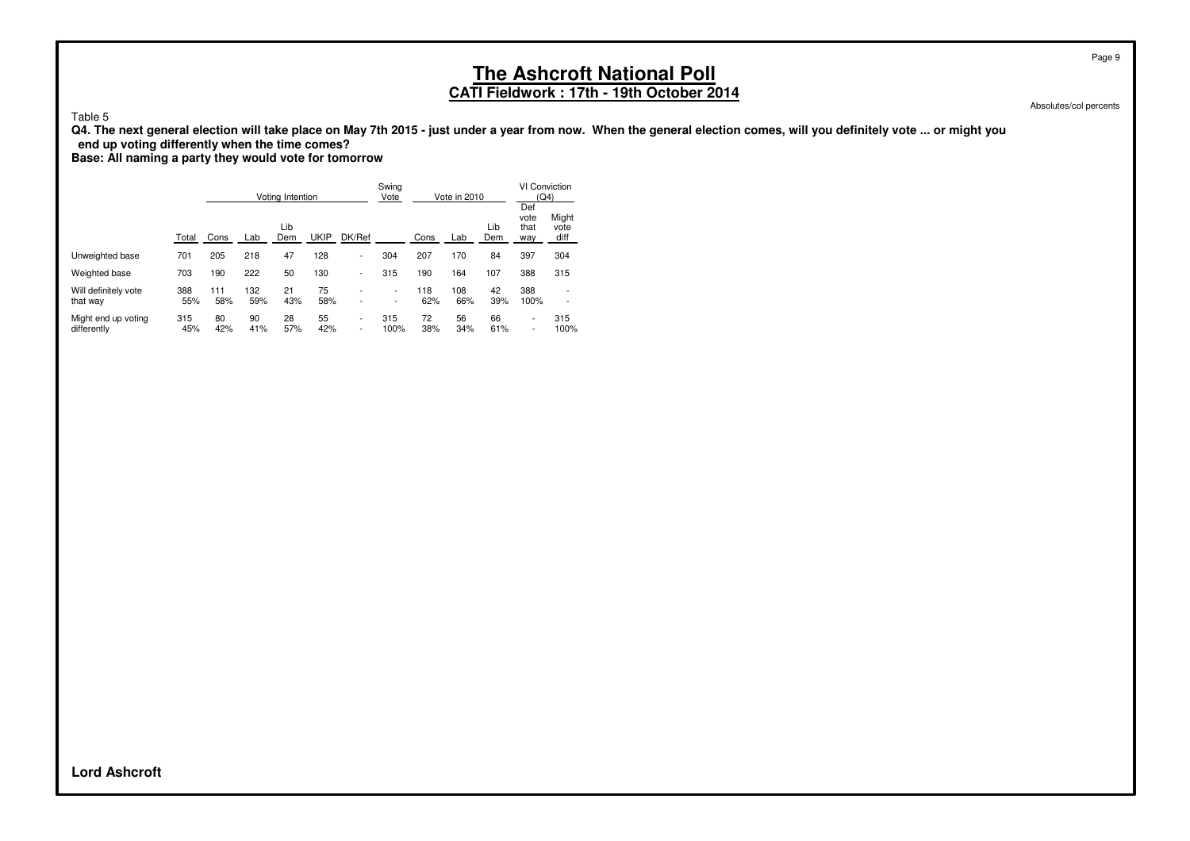# The Ashcroft National Poll

## CATI Fieldwork : 17th - 19th October 2014

Absolutes/col percents

Table 5

**Q4. The next general election will take place on May 7th 2015 - just under a year from now. When the general election comes, will you definitely vote ... or might you end up voting differently when the time comes?**

**Base: All naming a party they would vote for tomorrow**

| | | Voting Intention | | | | | Swing Vote | Vote in 2010 | | | VI Conviction (Q4) | |
|---|---|---|---|---|---|---|---|---|---|---|---|---|
| | Total | Cons | Lab | Lib Dem | UKIP | DK/Ref | | Cons | Lab | Lib Dem | Def vote that way | Might vote diff |
| Unweighted base | 701 | 205 | 218 | 47 | 128 | - | 304 | 207 | 170 | 84 | 397 | 304 |
| Weighted base | 703 | 190 | 222 | 50 | 130 | - | 315 | 190 | 164 | 107 | 388 | 315 |
| Will definitely vote that way | 388 | 111 | 132 | 21 | 75 | - | - | 118 | 108 | 42 | 388 | - |
| | 55% | 58% | 59% | 43% | 58% | - | - | 62% | 66% | 39% | 100% | - |
| Might end up voting differently | 315 | 80 | 90 | 28 | 55 | - | 315 | 72 | 56 | 66 | - | 315 |
| | 45% | 42% | 41% | 57% | 42% | - | 100% | 38% | 34% | 61% | - | 100% |

**Lord Ashcroft**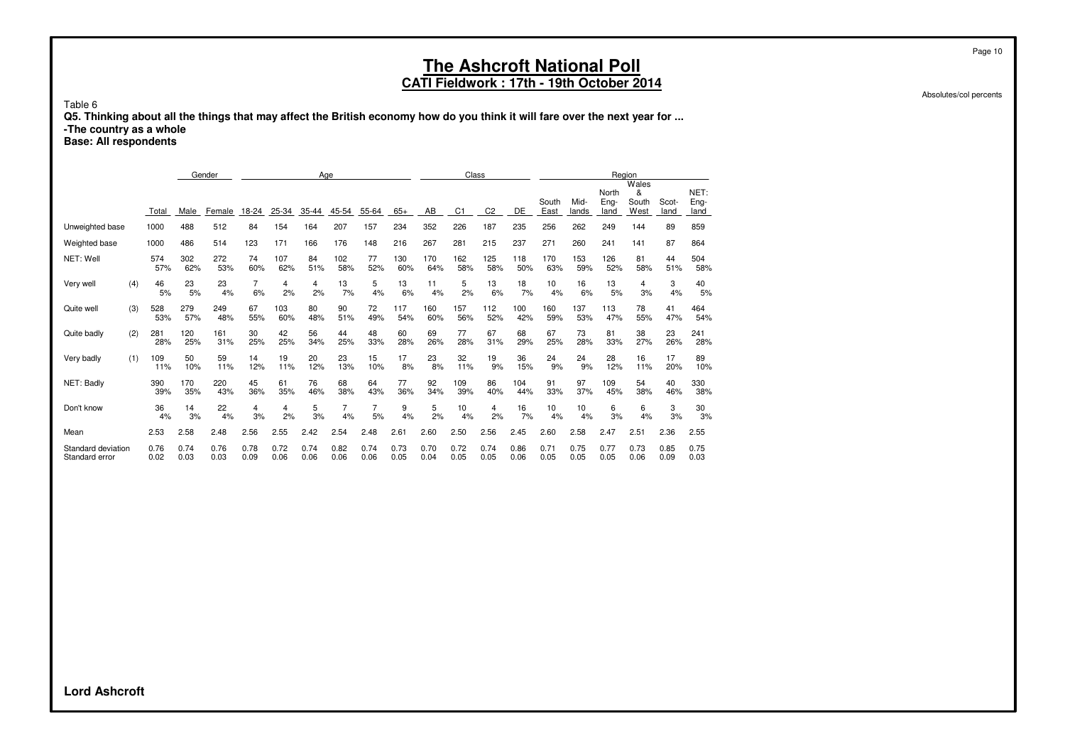# The Ashcroft National Poll
## CATI Fieldwork : 17th - 19th October 2014

Absolutes/col percents

Table 6

**Q5. Thinking about all the things that may affect the British economy how do you think it will fare over the next year for ...**
**-The country as a whole**
**Base: All respondents**

| | | | Gender | | Age | | | | | | Class | | | | Region | | | | | |
|---|---|---|---|---|---|---|---|---|---|---|---|---|---|---|---|---|---|---|---|---|
| | | Total | Male | Female | 18-24 | 25-34 | 35-44 | 45-54 | 55-64 | 65+ | AB | C1 | C2 | DE | South East | Mid-lands | North Eng-land | Wales & South West | Scot-land | NET: Eng-land |
| Unweighted base | | 1000 | 488 | 512 | 84 | 154 | 164 | 207 | 157 | 234 | 352 | 226 | 187 | 235 | 256 | 262 | 249 | 144 | 89 | 859 |
| Weighted base | | 1000 | 486 | 514 | 123 | 171 | 166 | 176 | 148 | 216 | 267 | 281 | 215 | 237 | 271 | 260 | 241 | 141 | 87 | 864 |
| NET: Well | | 574 | 302 | 272 | 74 | 107 | 84 | 102 | 77 | 130 | 170 | 162 | 125 | 118 | 170 | 153 | 126 | 81 | 44 | 504 |
| | | 57% | 62% | 53% | 60% | 62% | 51% | 58% | 52% | 60% | 64% | 58% | 58% | 50% | 63% | 59% | 52% | 58% | 51% | 58% |
| Very well | (4) | 46 | 23 | 23 | 7 | 4 | 4 | 13 | 5 | 13 | 11 | 5 | 13 | 18 | 10 | 16 | 13 | 4 | 3 | 40 |
| | | 5% | 5% | 4% | 6% | 2% | 2% | 7% | 4% | 6% | 4% | 2% | 6% | 7% | 4% | 6% | 5% | 3% | 4% | 5% |
| Quite well | (3) | 528 | 279 | 249 | 67 | 103 | 80 | 90 | 72 | 117 | 160 | 157 | 112 | 100 | 160 | 137 | 113 | 78 | 41 | 464 |
| | | 53% | 57% | 48% | 55% | 60% | 48% | 51% | 49% | 54% | 60% | 56% | 52% | 42% | 59% | 53% | 47% | 55% | 47% | 54% |
| Quite badly | (2) | 281 | 120 | 161 | 30 | 42 | 56 | 44 | 48 | 60 | 69 | 77 | 67 | 68 | 67 | 73 | 81 | 38 | 23 | 241 |
| | | 28% | 25% | 31% | 25% | 25% | 34% | 25% | 33% | 28% | 26% | 28% | 31% | 29% | 25% | 28% | 33% | 27% | 26% | 28% |
| Very badly | (1) | 109 | 50 | 59 | 14 | 19 | 20 | 23 | 15 | 17 | 23 | 32 | 19 | 36 | 24 | 24 | 28 | 16 | 17 | 89 |
| | | 11% | 10% | 11% | 12% | 11% | 12% | 13% | 10% | 8% | 8% | 11% | 9% | 15% | 9% | 9% | 12% | 11% | 20% | 10% |
| NET: Badly | | 390 | 170 | 220 | 45 | 61 | 76 | 68 | 64 | 77 | 92 | 109 | 86 | 104 | 91 | 97 | 109 | 54 | 40 | 330 |
| | | 39% | 35% | 43% | 36% | 35% | 46% | 38% | 43% | 36% | 34% | 39% | 40% | 44% | 33% | 37% | 45% | 38% | 46% | 38% |
| Don't know | | 36 | 14 | 22 | 4 | 4 | 5 | 7 | 7 | 9 | 5 | 10 | 4 | 16 | 10 | 10 | 6 | 6 | 3 | 30 |
| | | 4% | 3% | 4% | 3% | 2% | 3% | 4% | 5% | 4% | 2% | 4% | 2% | 7% | 4% | 4% | 3% | 4% | 3% | 3% |
| Mean | | 2.53 | 2.58 | 2.48 | 2.56 | 2.55 | 2.42 | 2.54 | 2.48 | 2.61 | 2.60 | 2.50 | 2.56 | 2.45 | 2.60 | 2.58 | 2.47 | 2.51 | 2.36 | 2.55 |
| Standard deviation | | 0.76 | 0.74 | 0.76 | 0.78 | 0.72 | 0.74 | 0.82 | 0.74 | 0.73 | 0.70 | 0.72 | 0.74 | 0.86 | 0.71 | 0.75 | 0.77 | 0.73 | 0.85 | 0.75 |
| Standard error | | 0.02 | 0.03 | 0.03 | 0.09 | 0.06 | 0.06 | 0.06 | 0.06 | 0.05 | 0.04 | 0.05 | 0.05 | 0.06 | 0.05 | 0.05 | 0.05 | 0.06 | 0.09 | 0.03 |

**Lord Ashcroft**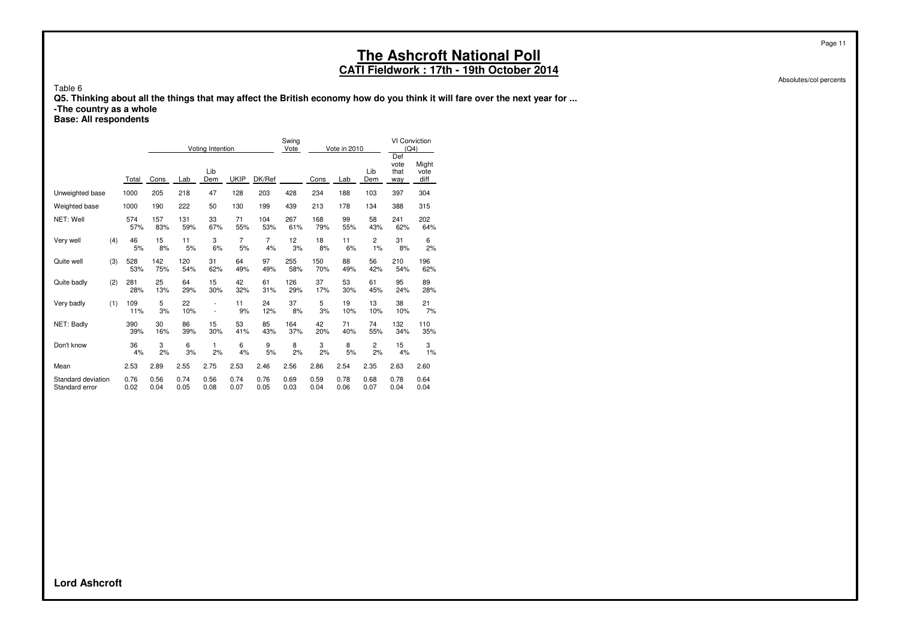# The Ashcroft National Poll

## CATI Fieldwork : 17th - 19th October 2014

Absolutes/col percents

Table 6

**Q5. Thinking about all the things that may affect the British economy how do you think it will fare over the next year for ...**
**-The country as a whole**
**Base: All respondents**

| | | | Voting Intention | | | | | Swing Vote | Vote in 2010 | | | VI Conviction (Q4) | |
|---|---|---|---|---|---|---|---|---|---|---|---|---|---|
| | | Total | Cons | Lab | Lib Dem | UKIP | DK/Ref | | Cons | Lab | Lib Dem | Def vote that way | Might vote diff |
| Unweighted base | | 1000 | 205 | 218 | 47 | 128 | 203 | 428 | 234 | 188 | 103 | 397 | 304 |
| Weighted base | | 1000 | 190 | 222 | 50 | 130 | 199 | 439 | 213 | 178 | 134 | 388 | 315 |
| NET: Well | | 574<br>57% | 157<br>83% | 131<br>59% | 33<br>67% | 71<br>55% | 104<br>53% | 267<br>61% | 168<br>79% | 99<br>55% | 58<br>43% | 241<br>62% | 202<br>64% |
| Very well | (4) | 46<br>5% | 15<br>8% | 11<br>5% | 3<br>6% | 7<br>5% | 7<br>4% | 12<br>3% | 18<br>8% | 11<br>6% | 2<br>1% | 31<br>8% | 6<br>2% |
| Quite well | (3) | 528<br>53% | 142<br>75% | 120<br>54% | 31<br>62% | 64<br>49% | 97<br>49% | 255<br>58% | 150<br>70% | 88<br>49% | 56<br>42% | 210<br>54% | 196<br>62% |
| Quite badly | (2) | 281<br>28% | 25<br>13% | 64<br>29% | 15<br>30% | 42<br>32% | 61<br>31% | 126<br>29% | 37<br>17% | 53<br>30% | 61<br>45% | 95<br>24% | 89<br>28% |
| Very badly | (1) | 109<br>11% | 5<br>3% | 22<br>10% | -<br>- | 11<br>9% | 24<br>12% | 37<br>8% | 5<br>3% | 19<br>10% | 13<br>10% | 38<br>10% | 21<br>7% |
| NET: Badly | | 390<br>39% | 30<br>16% | 86<br>39% | 15<br>30% | 53<br>41% | 85<br>43% | 164<br>37% | 42<br>20% | 71<br>40% | 74<br>55% | 132<br>34% | 110<br>35% |
| Don't know | | 36<br>4% | 3<br>2% | 6<br>3% | 1<br>2% | 6<br>4% | 9<br>5% | 8<br>2% | 3<br>2% | 8<br>5% | 2<br>2% | 15<br>4% | 3<br>1% |
| Mean | | 2.53 | 2.89 | 2.55 | 2.75 | 2.53 | 2.46 | 2.56 | 2.86 | 2.54 | 2.35 | 2.63 | 2.60 |
| Standard deviation | | 0.76 | 0.56 | 0.74 | 0.56 | 0.74 | 0.76 | 0.69 | 0.59 | 0.78 | 0.68 | 0.78 | 0.64 |
| Standard error | | 0.02 | 0.04 | 0.05 | 0.08 | 0.07 | 0.05 | 0.03 | 0.04 | 0.06 | 0.07 | 0.04 | 0.04 |

**Lord Ashcroft**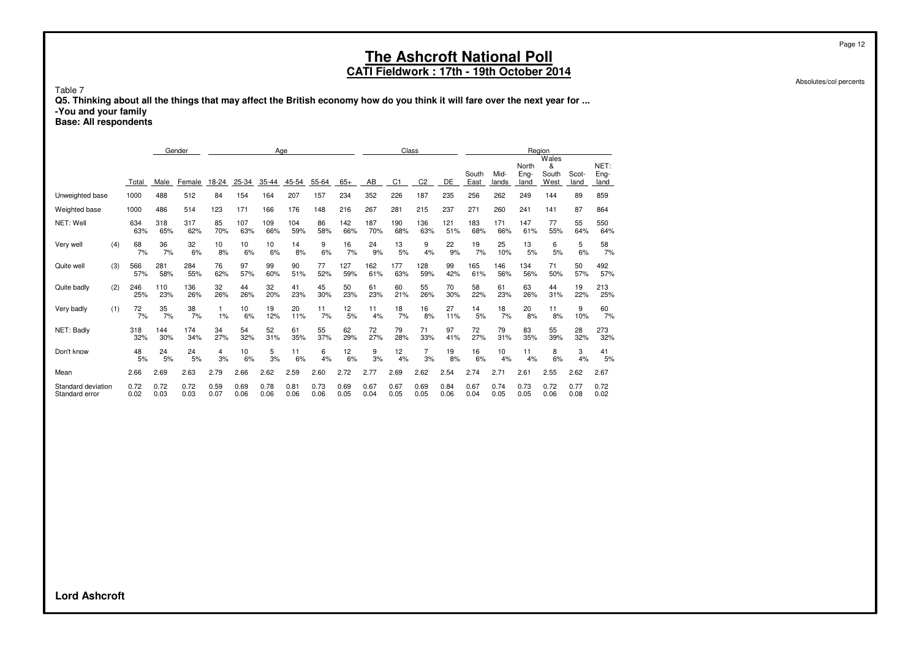# The Ashcroft National Poll

## CATI Fieldwork : 17th - 19th October 2014

Absolutes/col percents

Table 7

**Q5. Thinking about all the things that may affect the British economy how do you think it will fare over the next year for ...**
**-You and your family**
**Base: All respondents**

| | | | Gender | | Age | | | | | | Class | | | | Region | | | | | |
|---|---|---|---|---|---|---|---|---|---|---|---|---|---|---|---|---|---|---|---|---|
| | | Total | Male | Female | 18-24 | 25-34 | 35-44 | 45-54 | 55-64 | 65+ | AB | C1 | C2 | DE | South East | Mid-lands | North Eng-land | Wales & South West | Scot-land | NET: Eng-land |
| Unweighted base | | 1000 | 488 | 512 | 84 | 154 | 164 | 207 | 157 | 234 | 352 | 226 | 187 | 235 | 256 | 262 | 249 | 144 | 89 | 859 |
| Weighted base | | 1000 | 486 | 514 | 123 | 171 | 166 | 176 | 148 | 216 | 267 | 281 | 215 | 237 | 271 | 260 | 241 | 141 | 87 | 864 |
| NET: Well | | 634 | 318 | 317 | 85 | 107 | 109 | 104 | 86 | 142 | 187 | 190 | 136 | 121 | 183 | 171 | 147 | 77 | 55 | 550 |
| | | 63% | 65% | 62% | 70% | 63% | 66% | 59% | 58% | 66% | 70% | 68% | 63% | 51% | 68% | 66% | 61% | 55% | 64% | 64% |
| Very well | (4) | 68 | 36 | 32 | 10 | 10 | 10 | 14 | 9 | 16 | 24 | 13 | 9 | 22 | 19 | 25 | 13 | 6 | 5 | 58 |
| | | 7% | 7% | 6% | 8% | 6% | 6% | 8% | 6% | 7% | 9% | 5% | 4% | 9% | 7% | 10% | 5% | 5% | 6% | 7% |
| Quite well | (3) | 566 | 281 | 284 | 76 | 97 | 99 | 90 | 77 | 127 | 162 | 177 | 128 | 99 | 165 | 146 | 134 | 71 | 50 | 492 |
| | | 57% | 58% | 55% | 62% | 57% | 60% | 51% | 52% | 59% | 61% | 63% | 59% | 42% | 61% | 56% | 56% | 50% | 57% | 57% |
| Quite badly | (2) | 246 | 110 | 136 | 32 | 44 | 32 | 41 | 45 | 50 | 61 | 60 | 55 | 70 | 58 | 61 | 63 | 44 | 19 | 213 |
| | | 25% | 23% | 26% | 26% | 26% | 20% | 23% | 30% | 23% | 23% | 21% | 26% | 30% | 22% | 23% | 26% | 31% | 22% | 25% |
| Very badly | (1) | 72 | 35 | 38 | 1 | 10 | 19 | 20 | 11 | 12 | 11 | 18 | 16 | 27 | 14 | 18 | 20 | 11 | 9 | 60 |
| | | 7% | 7% | 7% | 1% | 6% | 12% | 11% | 7% | 5% | 4% | 7% | 8% | 11% | 5% | 7% | 8% | 8% | 10% | 7% |
| NET: Badly | | 318 | 144 | 174 | 34 | 54 | 52 | 61 | 55 | 62 | 72 | 79 | 71 | 97 | 72 | 79 | 83 | 55 | 28 | 273 |
| | | 32% | 30% | 34% | 27% | 32% | 31% | 35% | 37% | 29% | 27% | 28% | 33% | 41% | 27% | 31% | 35% | 39% | 32% | 32% |
| Don't know | | 48 | 24 | 24 | 4 | 10 | 5 | 11 | 6 | 12 | 9 | 12 | 7 | 19 | 16 | 10 | 11 | 8 | 3 | 41 |
| | | 5% | 5% | 5% | 3% | 6% | 3% | 6% | 4% | 6% | 3% | 4% | 3% | 8% | 6% | 4% | 4% | 6% | 4% | 5% |
| Mean | | 2.66 | 2.69 | 2.63 | 2.79 | 2.66 | 2.62 | 2.59 | 2.60 | 2.72 | 2.77 | 2.69 | 2.62 | 2.54 | 2.74 | 2.71 | 2.61 | 2.55 | 2.62 | 2.67 |
| Standard deviation | | 0.72 | 0.72 | 0.72 | 0.59 | 0.69 | 0.78 | 0.81 | 0.73 | 0.69 | 0.67 | 0.67 | 0.69 | 0.84 | 0.67 | 0.74 | 0.73 | 0.72 | 0.77 | 0.72 |
| Standard error | | 0.02 | 0.03 | 0.03 | 0.07 | 0.06 | 0.06 | 0.06 | 0.06 | 0.05 | 0.04 | 0.05 | 0.05 | 0.06 | 0.04 | 0.05 | 0.05 | 0.06 | 0.08 | 0.02 |

**Lord Ashcroft**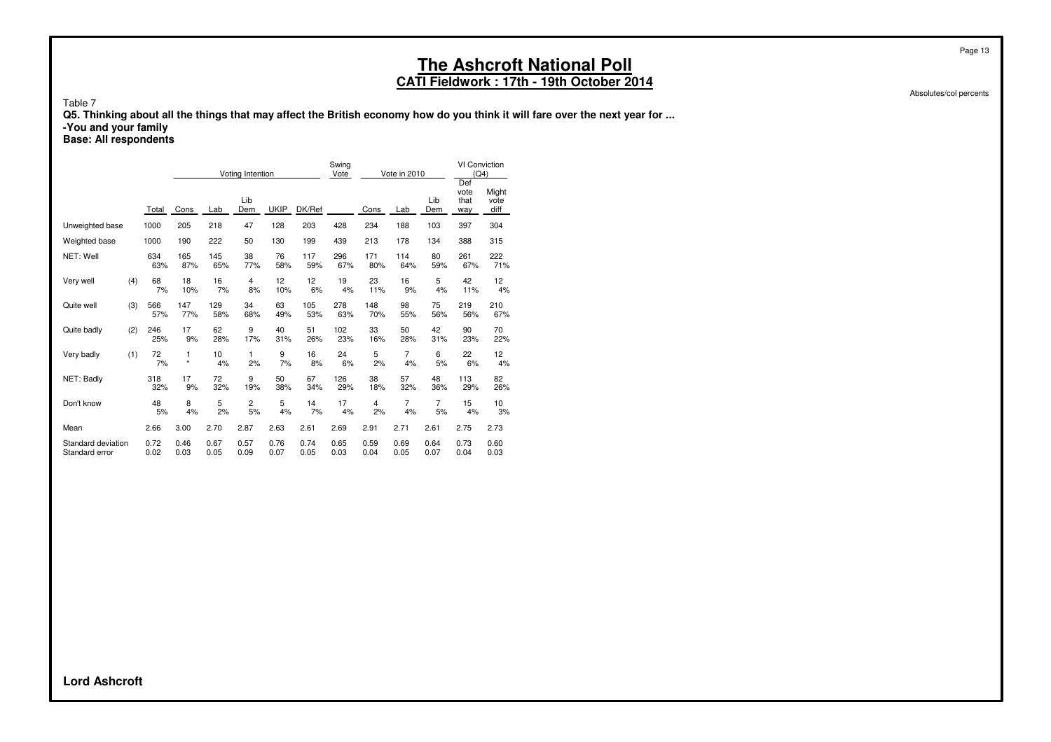# The Ashcroft National Poll

## CATI Fieldwork : 17th - 19th October 2014

Absolutes/col percents

Table 7

**Q5. Thinking about all the things that may affect the British economy how do you think it will fare over the next year for ...**
**-You and your family**
**Base: All respondents**

| | | | Voting Intention | | | | | Swing Vote | Vote in 2010 | | | VI Conviction (Q4) | |
|---|---|---|---|---|---|---|---|---|---|---|---|---|---|
| | | Total | Cons | Lab | Lib Dem | UKIP | DK/Ref | | Cons | Lab | Lib Dem | Def vote that way | Might vote diff |
| Unweighted base | | 1000 | 205 | 218 | 47 | 128 | 203 | 428 | 234 | 188 | 103 | 397 | 304 |
| Weighted base | | 1000 | 190 | 222 | 50 | 130 | 199 | 439 | 213 | 178 | 134 | 388 | 315 |
| NET: Well | | 634 | 165 | 145 | 38 | 76 | 117 | 296 | 171 | 114 | 80 | 261 | 222 |
| | | 63% | 87% | 65% | 77% | 58% | 59% | 67% | 80% | 64% | 59% | 67% | 71% |
| Very well | (4) | 68 | 18 | 16 | 4 | 12 | 12 | 19 | 23 | 16 | 5 | 42 | 12 |
| | | 7% | 10% | 7% | 8% | 10% | 6% | 4% | 11% | 9% | 4% | 11% | 4% |
| Quite well | (3) | 566 | 147 | 129 | 34 | 63 | 105 | 278 | 148 | 98 | 75 | 219 | 210 |
| | | 57% | 77% | 58% | 68% | 49% | 53% | 63% | 70% | 55% | 56% | 56% | 67% |
| Quite badly | (2) | 246 | 17 | 62 | 9 | 40 | 51 | 102 | 33 | 50 | 42 | 90 | 70 |
| | | 25% | 9% | 28% | 17% | 31% | 26% | 23% | 16% | 28% | 31% | 23% | 22% |
| Very badly | (1) | 72 | 1 | 10 | 1 | 9 | 16 | 24 | 5 | 7 | 6 | 22 | 12 |
| | | 7% | * | 4% | 2% | 7% | 8% | 6% | 2% | 4% | 5% | 6% | 4% |
| NET: Badly | | 318 | 17 | 72 | 9 | 50 | 67 | 126 | 38 | 57 | 48 | 113 | 82 |
| | | 32% | 9% | 32% | 19% | 38% | 34% | 29% | 18% | 32% | 36% | 29% | 26% |
| Don't know | | 48 | 8 | 5 | 2 | 5 | 14 | 17 | 4 | 7 | 7 | 15 | 10 |
| | | 5% | 4% | 2% | 5% | 4% | 7% | 4% | 2% | 4% | 5% | 4% | 3% |
| Mean | | 2.66 | 3.00 | 2.70 | 2.87 | 2.63 | 2.61 | 2.69 | 2.91 | 2.71 | 2.61 | 2.75 | 2.73 |
| Standard deviation | | 0.72 | 0.46 | 0.67 | 0.57 | 0.76 | 0.74 | 0.65 | 0.59 | 0.69 | 0.64 | 0.73 | 0.60 |
| Standard error | | 0.02 | 0.03 | 0.05 | 0.09 | 0.07 | 0.05 | 0.03 | 0.04 | 0.05 | 0.07 | 0.04 | 0.03 |

**Lord Ashcroft**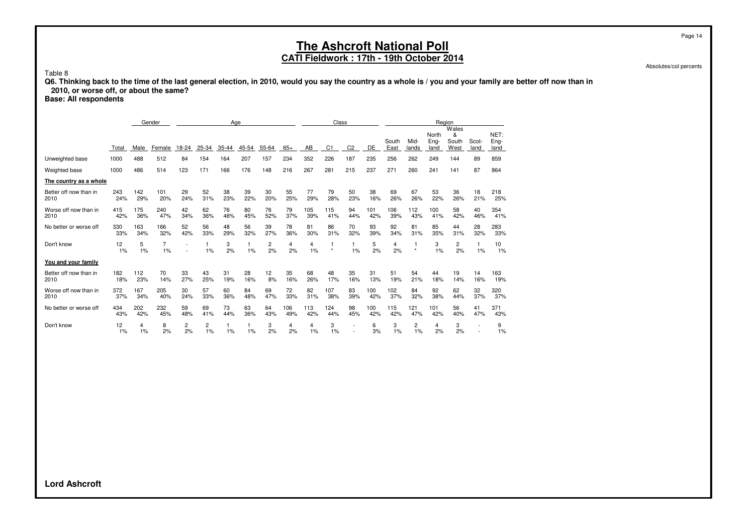# The Ashcroft National Poll

## CATI Fieldwork : 17th - 19th October 2014

Absolutes/col percents

Table 8

**Q6. Thinking back to the time of the last general election, in 2010, would you say the country as a whole is / you and your family are better off now than in 2010, or worse off, or about the same?**

**Base: All respondents**

| | | Gender | | Age | | | | | | Class | | | | Region | | | | | |
|---|---|---|---|---|---|---|---|---|---|---|---|---|---|---|---|---|---|---|---|
| | Total | Male | Female | 18-24 | 25-34 | 35-44 | 45-54 | 55-64 | 65+ | AB | C1 | C2 | DE | South East | Mid-lands | North Eng-land | Wales & South West | Scot-land | NET: Eng-land |
| Unweighted base | 1000 | 488 | 512 | 84 | 154 | 164 | 207 | 157 | 234 | 352 | 226 | 187 | 235 | 256 | 262 | 249 | 144 | 89 | 859 |
| Weighted base | 1000 | 486 | 514 | 123 | 171 | 166 | 176 | 148 | 216 | 267 | 281 | 215 | 237 | 271 | 260 | 241 | 141 | 87 | 864 |
| **The country as a whole** | | | | | | | | | | | | | | | | | | | |
| Better off now than in 2010 | 243 | 142 | 101 | 29 | 52 | 38 | 39 | 30 | 55 | 77 | 79 | 50 | 38 | 69 | 67 | 53 | 36 | 18 | 218 |
| | 24% | 29% | 20% | 24% | 31% | 23% | 22% | 20% | 25% | 29% | 28% | 23% | 16% | 26% | 26% | 22% | 26% | 21% | 25% |
| Worse off now than in 2010 | 415 | 175 | 240 | 42 | 62 | 76 | 80 | 76 | 79 | 105 | 115 | 94 | 101 | 106 | 112 | 100 | 58 | 40 | 354 |
| | 42% | 36% | 47% | 34% | 36% | 46% | 45% | 52% | 37% | 39% | 41% | 44% | 42% | 39% | 43% | 41% | 42% | 46% | 41% |
| No better or worse off | 330 | 163 | 166 | 52 | 56 | 48 | 56 | 39 | 78 | 81 | 86 | 70 | 93 | 92 | 81 | 85 | 44 | 28 | 283 |
| | 33% | 34% | 32% | 42% | 33% | 29% | 32% | 27% | 36% | 30% | 31% | 32% | 39% | 34% | 31% | 35% | 31% | 32% | 33% |
| Don't know | 12 | 5 | 7 | - | 1 | 3 | 1 | 2 | 4 | 4 | 1 | 1 | 5 | 4 | 1 | 3 | 2 | 1 | 10 |
| | 1% | 1% | 1% | - | 1% | 2% | 1% | 2% | 2% | 1% | * | 1% | 2% | 2% | * | 1% | 2% | 1% | 1% |
| **You and your family** | | | | | | | | | | | | | | | | | | | |
| Better off now than in 2010 | 182 | 112 | 70 | 33 | 43 | 31 | 28 | 12 | 35 | 68 | 48 | 35 | 31 | 51 | 54 | 44 | 19 | 14 | 163 |
| | 18% | 23% | 14% | 27% | 25% | 19% | 16% | 8% | 16% | 26% | 17% | 16% | 13% | 19% | 21% | 18% | 14% | 16% | 19% |
| Worse off now than in 2010 | 372 | 167 | 205 | 30 | 57 | 60 | 84 | 69 | 72 | 82 | 107 | 83 | 100 | 102 | 84 | 92 | 62 | 32 | 320 |
| | 37% | 34% | 40% | 24% | 33% | 36% | 48% | 47% | 33% | 31% | 38% | 39% | 42% | 37% | 32% | 38% | 44% | 37% | 37% |
| No better or worse off | 434 | 202 | 232 | 59 | 69 | 73 | 63 | 64 | 106 | 113 | 124 | 98 | 100 | 115 | 121 | 101 | 56 | 41 | 371 |
| | 43% | 42% | 45% | 48% | 41% | 44% | 36% | 43% | 49% | 42% | 44% | 45% | 42% | 42% | 47% | 42% | 40% | 47% | 43% |
| Don't know | 12 | 4 | 8 | 2 | 2 | 1 | 1 | 3 | 4 | 4 | 3 | - | 6 | 3 | 2 | 4 | 3 | - | 9 |
| | 1% | 1% | 2% | 2% | 1% | 1% | 1% | 2% | 2% | 1% | 1% | - | 3% | 1% | 1% | 2% | 2% | - | 1% |

**Lord Ashcroft**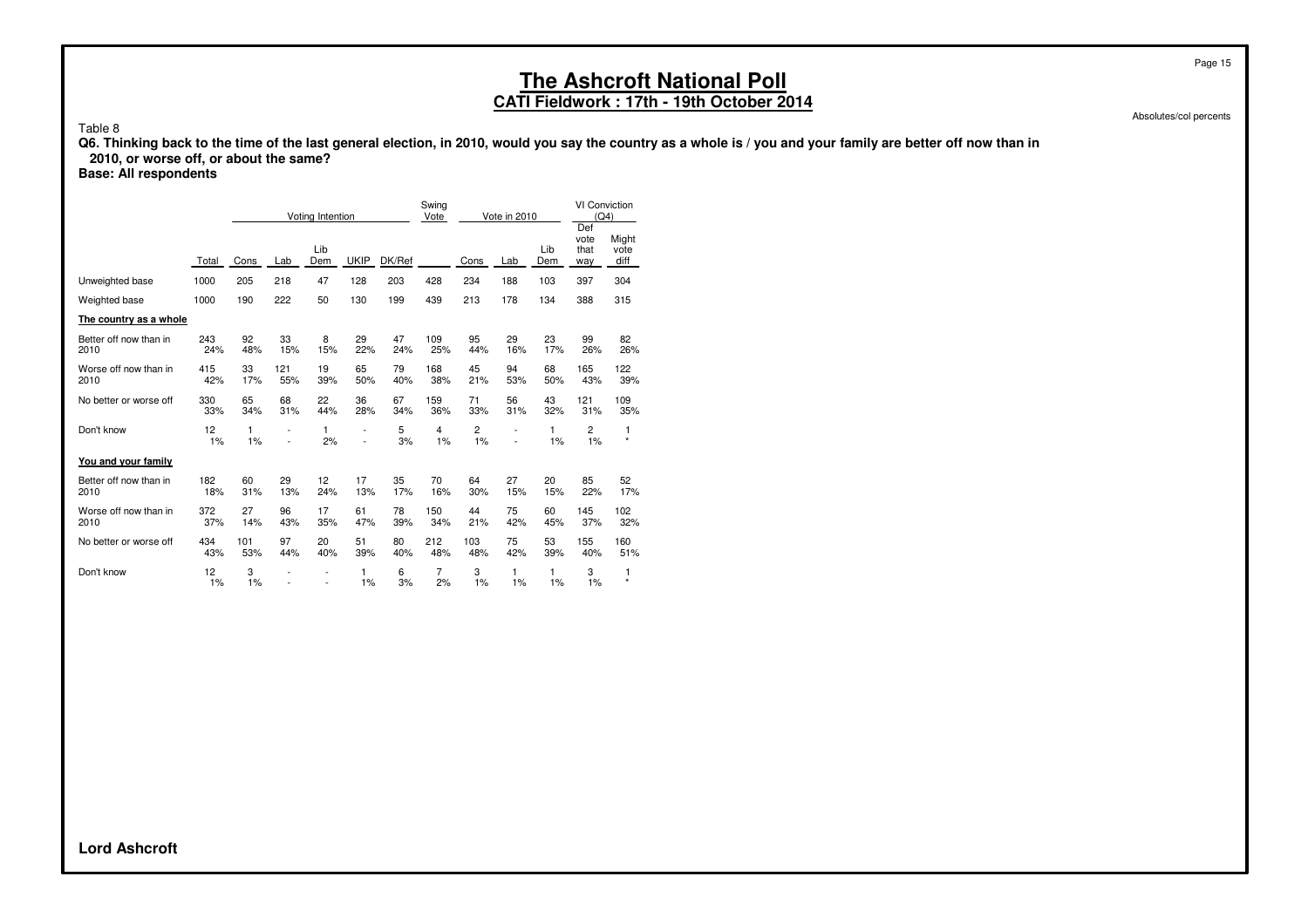# The Ashcroft National Poll

## CATI Fieldwork : 17th - 19th October 2014

Absolutes/col percents

Table 8

**Q6. Thinking back to the time of the last general election, in 2010, would you say the country as a whole is / you and your family are better off now than in 2010, or worse off, or about the same?**

**Base: All respondents**

| | | Voting Intention | | | | | Swing Vote | Vote in 2010 | | | VI Conviction (Q4) | |
|---|---|---|---|---|---|---|---|---|---|---|---|---|
| | Total | Cons | Lab | Lib Dem | UKIP | DK/Ref | | Cons | Lab | Lib Dem | Def vote that way | Might vote diff |
| Unweighted base | 1000 | 205 | 218 | 47 | 128 | 203 | 428 | 234 | 188 | 103 | 397 | 304 |
| Weighted base | 1000 | 190 | 222 | 50 | 130 | 199 | 439 | 213 | 178 | 134 | 388 | 315 |
| **The country as a whole** | | | | | | | | | | | | |
| Better off now than in 2010 | 243<br>24% | 92<br>48% | 33<br>15% | 8<br>15% | 29<br>22% | 47<br>24% | 109<br>25% | 95<br>44% | 29<br>16% | 23<br>17% | 99<br>26% | 82<br>26% |
| Worse off now than in 2010 | 415<br>42% | 33<br>17% | 121<br>55% | 19<br>39% | 65<br>50% | 79<br>40% | 168<br>38% | 45<br>21% | 94<br>53% | 68<br>50% | 165<br>43% | 122<br>39% |
| No better or worse off | 330<br>33% | 65<br>34% | 68<br>31% | 22<br>44% | 36<br>28% | 67<br>34% | 159<br>36% | 71<br>33% | 56<br>31% | 43<br>32% | 121<br>31% | 109<br>35% |
| Don't know | 12<br>1% | 1<br>1% | -<br>- | 1<br>2% | -<br>- | 5<br>3% | 4<br>1% | 2<br>1% | -<br>- | 1<br>1% | 2<br>1% | 1<br>* |
| **You and your family** | | | | | | | | | | | | |
| Better off now than in 2010 | 182<br>18% | 60<br>31% | 29<br>13% | 12<br>24% | 17<br>13% | 35<br>17% | 70<br>16% | 64<br>30% | 27<br>15% | 20<br>15% | 85<br>22% | 52<br>17% |
| Worse off now than in 2010 | 372<br>37% | 27<br>14% | 96<br>43% | 17<br>35% | 61<br>47% | 78<br>39% | 150<br>34% | 44<br>21% | 75<br>42% | 60<br>45% | 145<br>37% | 102<br>32% |
| No better or worse off | 434<br>43% | 101<br>53% | 97<br>44% | 20<br>40% | 51<br>39% | 80<br>40% | 212<br>48% | 103<br>48% | 75<br>42% | 53<br>39% | 155<br>40% | 160<br>51% |
| Don't know | 12<br>1% | 3<br>1% | -<br>- | -<br>- | 1<br>1% | 6<br>3% | 7<br>2% | 3<br>1% | 1<br>1% | 1<br>1% | 3<br>1% | 1<br>* |

**Lord Ashcroft**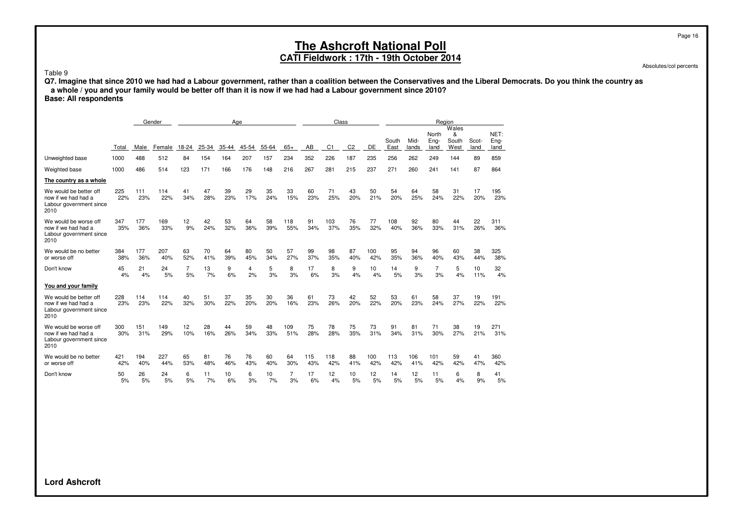# The Ashcroft National Poll

## CATI Fieldwork : 17th - 19th October 2014

Absolutes/col percents

Table 9

**Q7. Imagine that since 2010 we had had a Labour government, rather than a coalition between the Conservatives and the Liberal Democrats. Do you think the country as a whole / you and your family would be better off than it is now if we had had a Labour government since 2010?**
**Base: All respondents**

| | | Gender | | Age | | | | | | Class | | | | Region | | | | | |
|---|---|---|---|---|---|---|---|---|---|---|---|---|---|---|---|---|---|---|---|
| | Total | Male | Female | 18-24 | 25-34 | 35-44 | 45-54 | 55-64 | 65+ | AB | C1 | C2 | DE | South East | Mid-lands | North Eng-land | Wales & South West | Scot-land | NET: Eng-land |
| Unweighted base | 1000 | 488 | 512 | 84 | 154 | 164 | 207 | 157 | 234 | 352 | 226 | 187 | 235 | 256 | 262 | 249 | 144 | 89 | 859 |
| Weighted base | 1000 | 486 | 514 | 123 | 171 | 166 | 176 | 148 | 216 | 267 | 281 | 215 | 237 | 271 | 260 | 241 | 141 | 87 | 864 |
| **The country as a whole** | | | | | | | | | | | | | | | | | | | |
| We would be better off now if we had had a Labour government since 2010 | 225 | 111 | 114 | 41 | 47 | 39 | 29 | 35 | 33 | 60 | 71 | 43 | 50 | 54 | 64 | 58 | 31 | 17 | 195 |
| | 22% | 23% | 22% | 34% | 28% | 23% | 17% | 24% | 15% | 23% | 25% | 20% | 21% | 20% | 25% | 24% | 22% | 20% | 23% |
| We would be worse off now if we had had a Labour government since 2010 | 347 | 177 | 169 | 12 | 42 | 53 | 64 | 58 | 118 | 91 | 103 | 76 | 77 | 108 | 92 | 80 | 44 | 22 | 311 |
| | 35% | 36% | 33% | 9% | 24% | 32% | 36% | 39% | 55% | 34% | 37% | 35% | 32% | 40% | 36% | 33% | 31% | 26% | 36% |
| We would be no better or worse off | 384 | 177 | 207 | 63 | 70 | 64 | 80 | 50 | 57 | 99 | 98 | 87 | 100 | 95 | 94 | 96 | 60 | 38 | 325 |
| | 38% | 36% | 40% | 52% | 41% | 39% | 45% | 34% | 27% | 37% | 35% | 40% | 42% | 35% | 36% | 40% | 43% | 44% | 38% |
| Don't know | 45 | 21 | 24 | 7 | 13 | 9 | 4 | 5 | 8 | 17 | 8 | 9 | 10 | 14 | 9 | 7 | 5 | 10 | 32 |
| | 4% | 4% | 5% | 5% | 7% | 6% | 2% | 3% | 3% | 6% | 3% | 4% | 4% | 5% | 3% | 3% | 4% | 11% | 4% |
| **You and your family** | | | | | | | | | | | | | | | | | | | |
| We would be better off now if we had had a Labour government since 2010 | 228 | 114 | 114 | 40 | 51 | 37 | 35 | 30 | 36 | 61 | 73 | 42 | 52 | 53 | 61 | 58 | 37 | 19 | 191 |
| | 23% | 23% | 22% | 32% | 30% | 22% | 20% | 20% | 16% | 23% | 26% | 20% | 22% | 20% | 23% | 24% | 27% | 22% | 22% |
| We would be worse off now if we had had a Labour government since 2010 | 300 | 151 | 149 | 12 | 28 | 44 | 59 | 48 | 109 | 75 | 78 | 75 | 73 | 91 | 81 | 71 | 38 | 19 | 271 |
| | 30% | 31% | 29% | 10% | 16% | 26% | 34% | 33% | 51% | 28% | 28% | 35% | 31% | 34% | 31% | 30% | 27% | 21% | 31% |
| We would be no better or worse off | 421 | 194 | 227 | 65 | 81 | 76 | 76 | 60 | 64 | 115 | 118 | 88 | 100 | 113 | 106 | 101 | 59 | 41 | 360 |
| | 42% | 40% | 44% | 53% | 48% | 46% | 43% | 40% | 30% | 43% | 42% | 41% | 42% | 42% | 41% | 42% | 42% | 47% | 42% |
| Don't know | 50 | 26 | 24 | 6 | 11 | 10 | 6 | 10 | 7 | 17 | 12 | 10 | 12 | 14 | 12 | 11 | 6 | 8 | 41 |
| | 5% | 5% | 5% | 5% | 7% | 6% | 3% | 7% | 3% | 6% | 4% | 5% | 5% | 5% | 5% | 5% | 4% | 9% | 5% |

**Lord Ashcroft**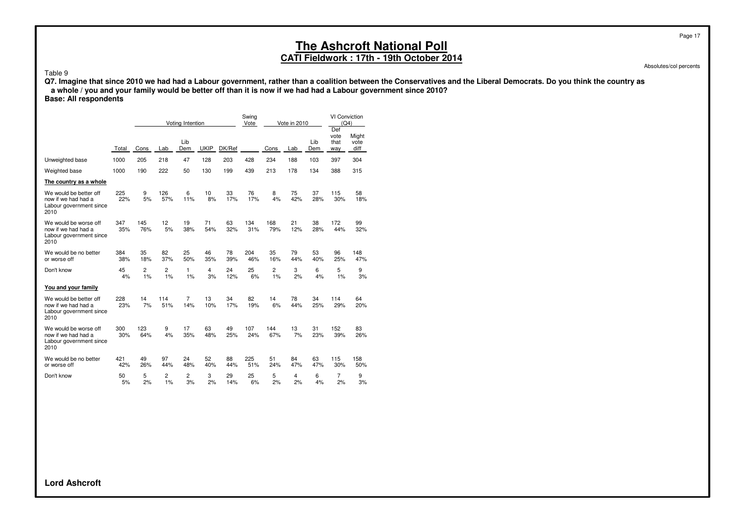# The Ashcroft National Poll

## CATI Fieldwork : 17th - 19th October 2014

Absolutes/col percents

Table 9

**Q7. Imagine that since 2010 we had had a Labour government, rather than a coalition between the Conservatives and the Liberal Democrats. Do you think the country as a whole / you and your family would be better off than it is now if we had had a Labour government since 2010?**

**Base: All respondents**

| | | Voting Intention | | | | | Swing Vote | Vote in 2010 | | | VI Conviction (Q4) | |
|---|---|---|---|---|---|---|---|---|---|---|---|---|
| | Total | Cons | Lab | Lib Dem | UKIP | DK/Ref | | Cons | Lab | Lib Dem | Def vote that way | Might vote diff |
| Unweighted base | 1000 | 205 | 218 | 47 | 128 | 203 | 428 | 234 | 188 | 103 | 397 | 304 |
| Weighted base | 1000 | 190 | 222 | 50 | 130 | 199 | 439 | 213 | 178 | 134 | 388 | 315 |
| **The country as a whole** | | | | | | | | | | | | |
| We would be better off now if we had had a Labour government since 2010 | 225<br>22% | 9<br>5% | 126<br>57% | 6<br>11% | 10<br>8% | 33<br>17% | 76<br>17% | 8<br>4% | 75<br>42% | 37<br>28% | 115<br>30% | 58<br>18% |
| We would be worse off now if we had had a Labour government since 2010 | 347<br>35% | 145<br>76% | 12<br>5% | 19<br>38% | 71<br>54% | 63<br>32% | 134<br>31% | 168<br>79% | 21<br>12% | 38<br>28% | 172<br>44% | 99<br>32% |
| We would be no better or worse off | 384<br>38% | 35<br>18% | 82<br>37% | 25<br>50% | 46<br>35% | 78<br>39% | 204<br>46% | 35<br>16% | 79<br>44% | 53<br>40% | 96<br>25% | 148<br>47% |
| Don't know | 45<br>4% | 2<br>1% | 2<br>1% | 1<br>1% | 4<br>3% | 24<br>12% | 25<br>6% | 2<br>1% | 3<br>2% | 6<br>4% | 5<br>1% | 9<br>3% |
| **You and your family** | | | | | | | | | | | | |
| We would be better off now if we had had a Labour government since 2010 | 228<br>23% | 14<br>7% | 114<br>51% | 7<br>14% | 13<br>10% | 34<br>17% | 82<br>19% | 14<br>6% | 78<br>44% | 34<br>25% | 114<br>29% | 64<br>20% |
| We would be worse off now if we had had a Labour government since 2010 | 300<br>30% | 123<br>64% | 9<br>4% | 17<br>35% | 63<br>48% | 49<br>25% | 107<br>24% | 144<br>67% | 13<br>7% | 31<br>23% | 152<br>39% | 83<br>26% |
| We would be no better or worse off | 421<br>42% | 49<br>26% | 97<br>44% | 24<br>48% | 52<br>40% | 88<br>44% | 225<br>51% | 51<br>24% | 84<br>47% | 63<br>47% | 115<br>30% | 158<br>50% |
| Don't know | 50<br>5% | 5<br>2% | 2<br>1% | 2<br>3% | 3<br>2% | 29<br>14% | 25<br>6% | 5<br>2% | 4<br>2% | 6<br>4% | 7<br>2% | 9<br>3% |

**Lord Ashcroft**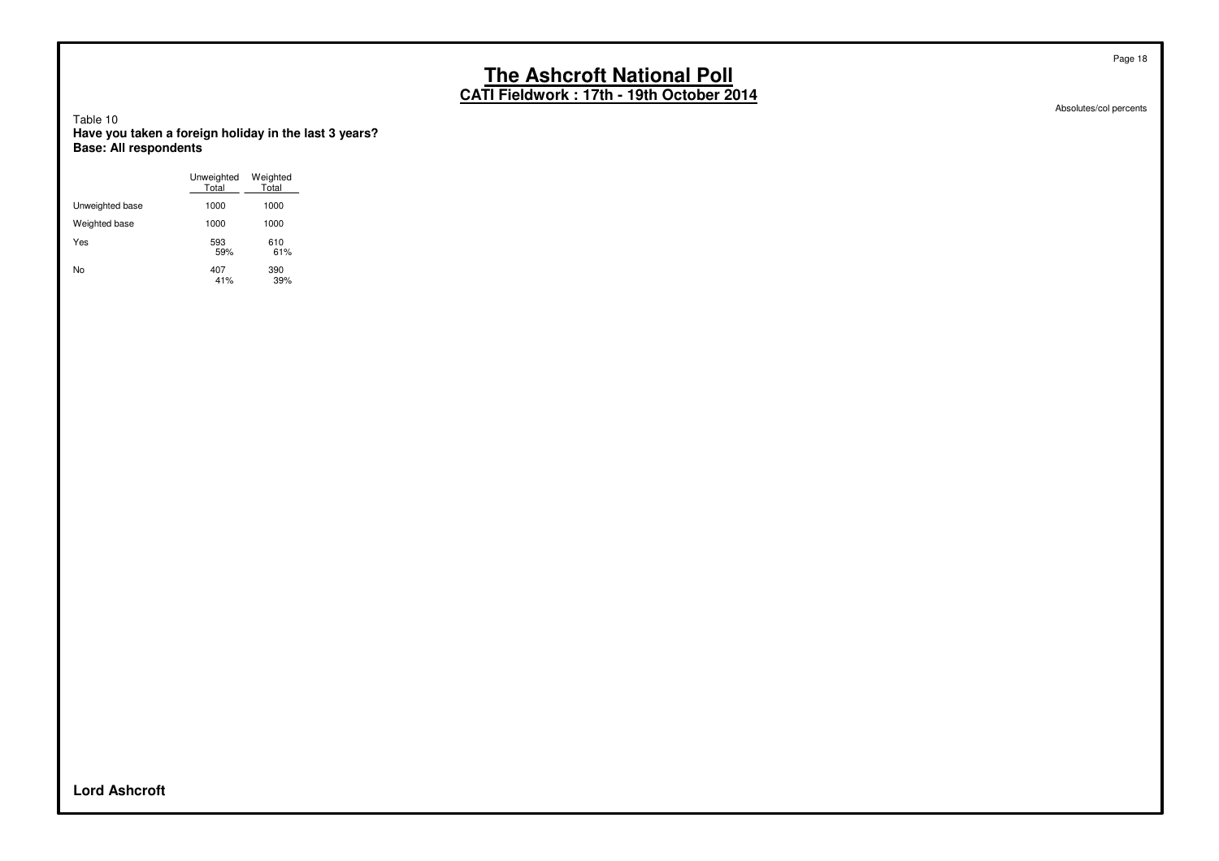# The Ashcroft National Poll

## CATI Fieldwork : 17th - 19th October 2014

Absolutes/col percents

Table 10

**Have you taken a foreign holiday in the last 3 years?**
**Base: All respondents**

| | Unweighted Total | Weighted Total |
|---|---|---|
| Unweighted base | 1000 | 1000 |
| Weighted base | 1000 | 1000 |
| Yes | 593<br>59% | 610<br>61% |
| No | 407<br>41% | 390<br>39% |

**Lord Ashcroft**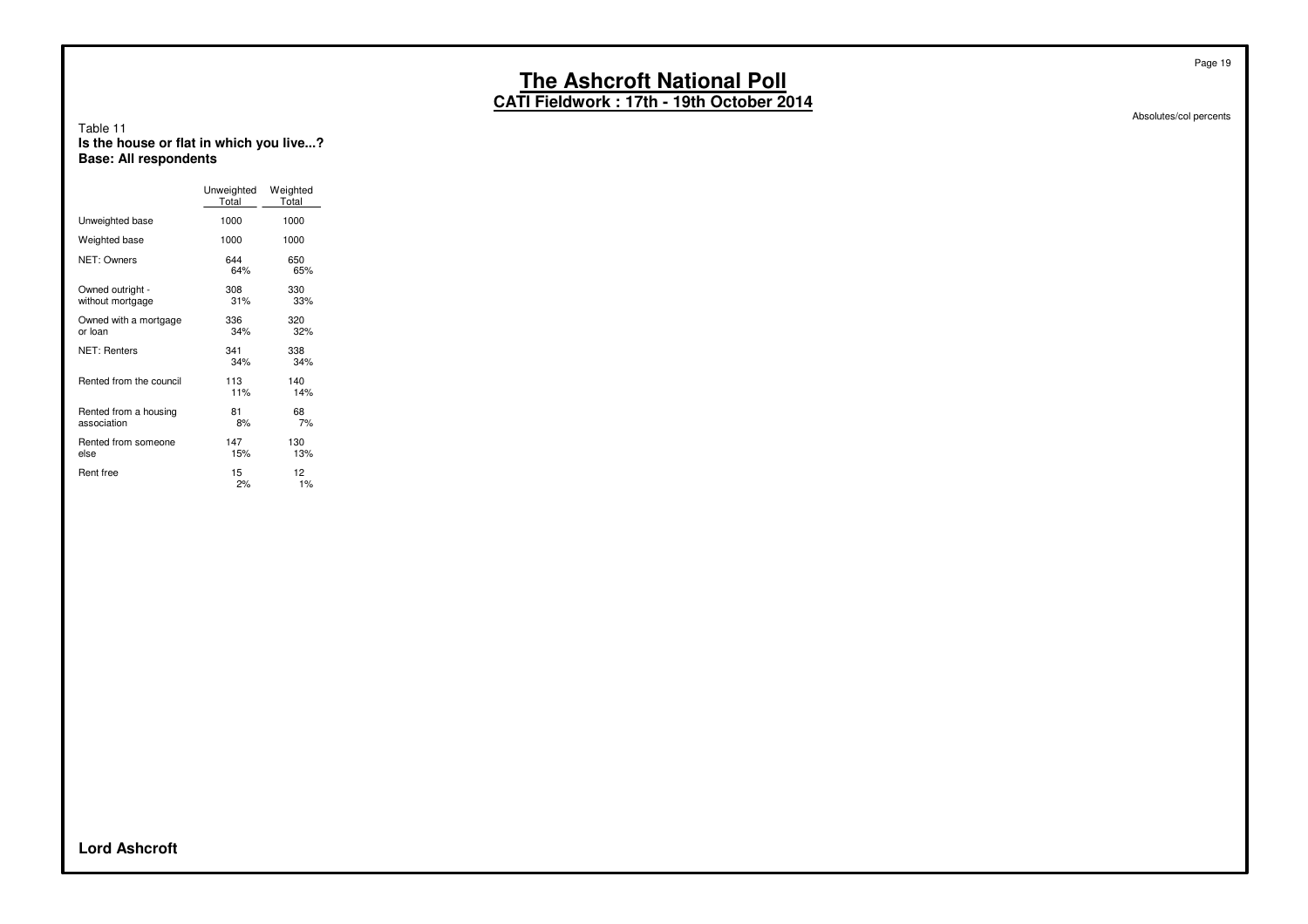# The Ashcroft National Poll

## CATI Fieldwork : 17th - 19th October 2014

Absolutes/col percents

Table 11

**Is the house or flat in which you live...?**

**Base: All respondents**

| | Unweighted Total | Weighted Total |
|---|---|---|
| Unweighted base | 1000 | 1000 |
| Weighted base | 1000 | 1000 |
| NET: Owners | 644<br>64% | 650<br>65% |
| Owned outright - without mortgage | 308<br>31% | 330<br>33% |
| Owned with a mortgage or loan | 336<br>34% | 320<br>32% |
| NET: Renters | 341<br>34% | 338<br>34% |
| Rented from the council | 113<br>11% | 140<br>14% |
| Rented from a housing association | 81<br>8% | 68<br>7% |
| Rented from someone else | 147<br>15% | 130<br>13% |
| Rent free | 15<br>2% | 12<br>1% |

**Lord Ashcroft**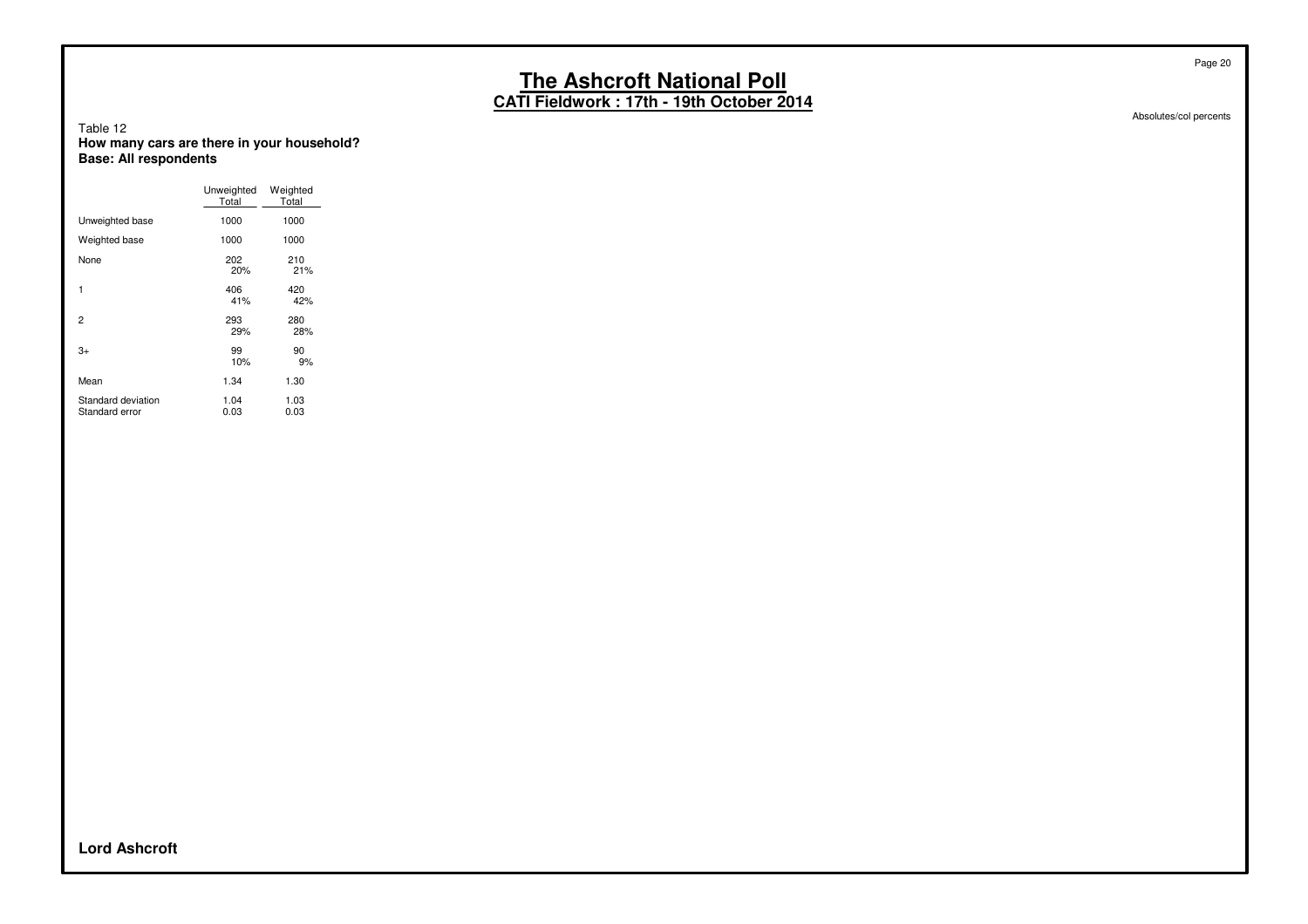# The Ashcroft National Poll

## CATI Fieldwork : 17th - 19th October 2014

Absolutes/col percents

Table 12
**How many cars are there in your household?**
**Base: All respondents**

| | Unweighted Total | Weighted Total |
|---|---|---|
| Unweighted base | 1000 | 1000 |
| Weighted base | 1000 | 1000 |
| None | 202<br>20% | 210<br>21% |
| 1 | 406<br>41% | 420<br>42% |
| 2 | 293<br>29% | 280<br>28% |
| 3+ | 99<br>10% | 90<br>9% |
| Mean | 1.34 | 1.30 |
| Standard deviation | 1.04 | 1.03 |
| Standard error | 0.03 | 0.03 |

**Lord Ashcroft**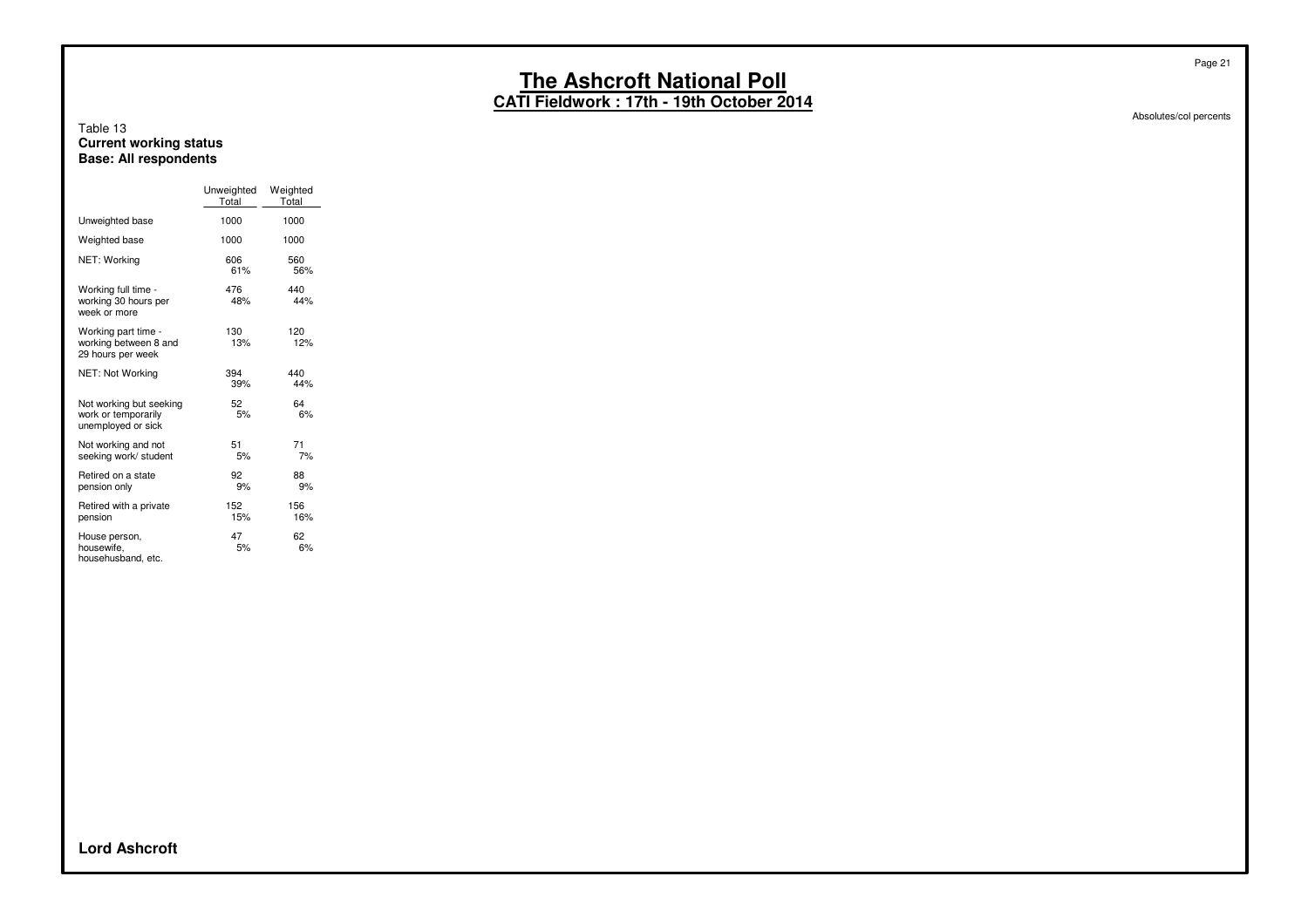# The Ashcroft National Poll
## CATI Fieldwork : 17th - 19th October 2014

Absolutes/col percents

Table 13
**Current working status**
**Base: All respondents**

| | Unweighted Total | Weighted Total |
|---|---|---|
| Unweighted base | 1000 | 1000 |
| Weighted base | 1000 | 1000 |
| NET: Working | 606<br>61% | 560<br>56% |
| Working full time - working 30 hours per week or more | 476<br>48% | 440<br>44% |
| Working part time - working between 8 and 29 hours per week | 130<br>13% | 120<br>12% |
| NET: Not Working | 394<br>39% | 440<br>44% |
| Not working but seeking work or temporarily unemployed or sick | 52<br>5% | 64<br>6% |
| Not working and not seeking work/ student | 51<br>5% | 71<br>7% |
| Retired on a state pension only | 92<br>9% | 88<br>9% |
| Retired with a private pension | 152<br>15% | 156<br>16% |
| House person, housewife, househusband, etc. | 47<br>5% | 62<br>6% |

**Lord Ashcroft**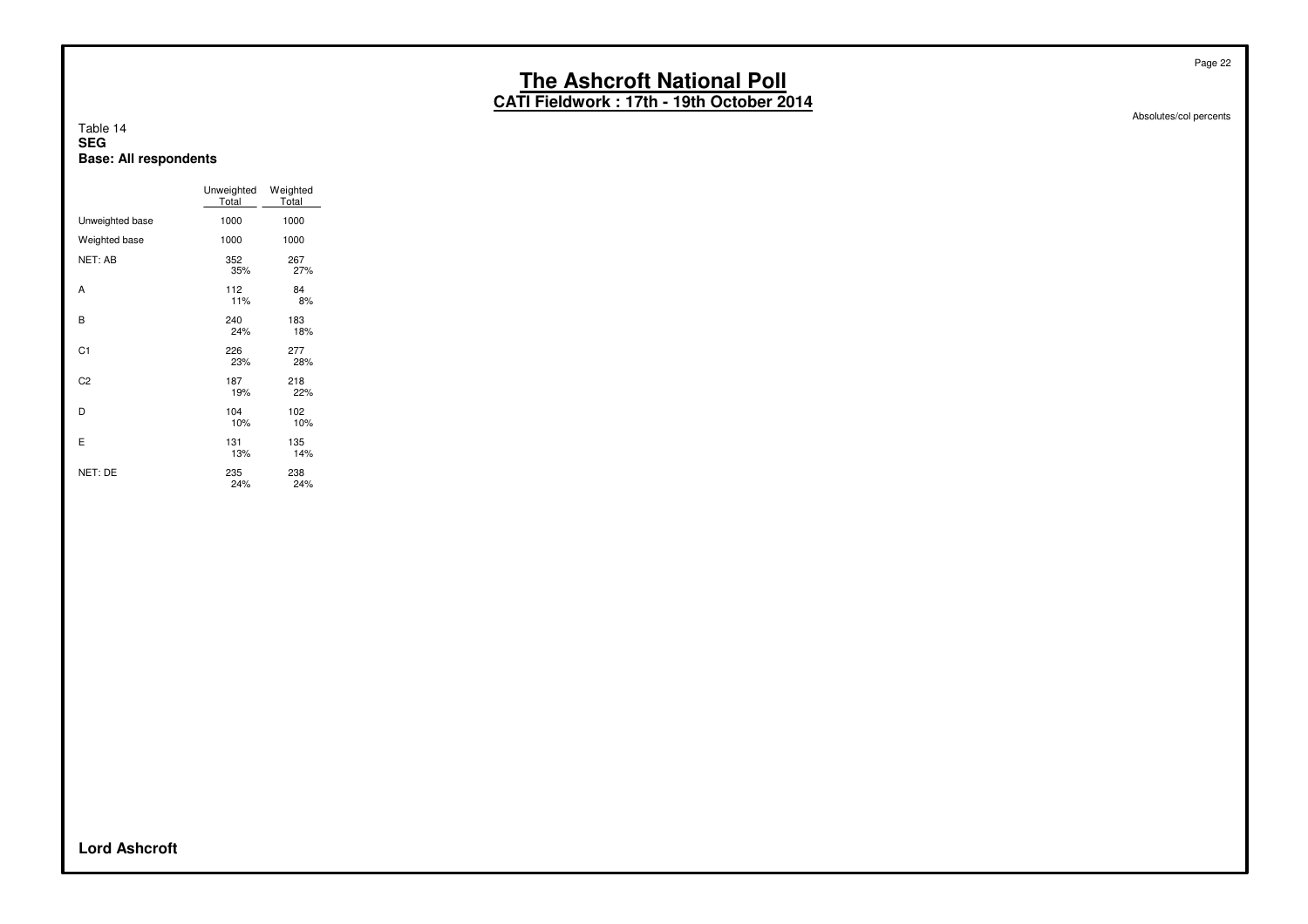# The Ashcroft National Poll

## CATI Fieldwork : 17th - 19th October 2014

Absolutes/col percents

Table 14
**SEG**
**Base: All respondents**

| | Unweighted Total | Weighted Total |
|---|---|---|
| Unweighted base | 1000 | 1000 |
| Weighted base | 1000 | 1000 |
| NET: AB | 352<br>35% | 267<br>27% |
| A | 112<br>11% | 84<br>8% |
| B | 240<br>24% | 183<br>18% |
| C1 | 226<br>23% | 277<br>28% |
| C2 | 187<br>19% | 218<br>22% |
| D | 104<br>10% | 102<br>10% |
| E | 131<br>13% | 135<br>14% |
| NET: DE | 235<br>24% | 238<br>24% |

**Lord Ashcroft**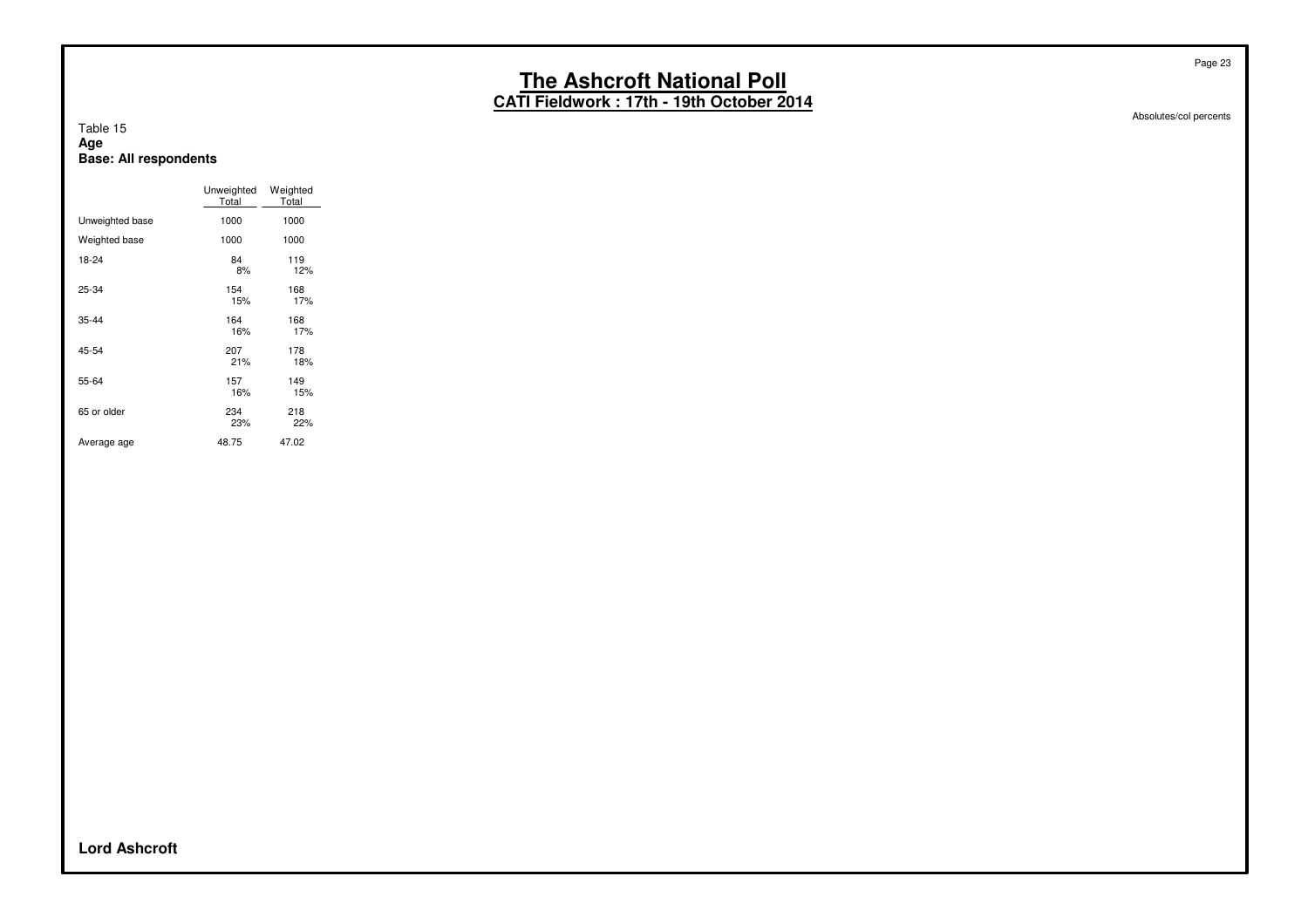# The Ashcroft National Poll

## CATI Fieldwork : 17th - 19th October 2014

Absolutes/col percents

Table 15
**Age**
**Base: All respondents**

| | Unweighted Total | Weighted Total |
|---|---|---|
| Unweighted base | 1000 | 1000 |
| Weighted base | 1000 | 1000 |
| 18-24 | 84<br>8% | 119<br>12% |
| 25-34 | 154<br>15% | 168<br>17% |
| 35-44 | 164<br>16% | 168<br>17% |
| 45-54 | 207<br>21% | 178<br>18% |
| 55-64 | 157<br>16% | 149<br>15% |
| 65 or older | 234<br>23% | 218<br>22% |
| Average age | 48.75 | 47.02 |

**Lord Ashcroft**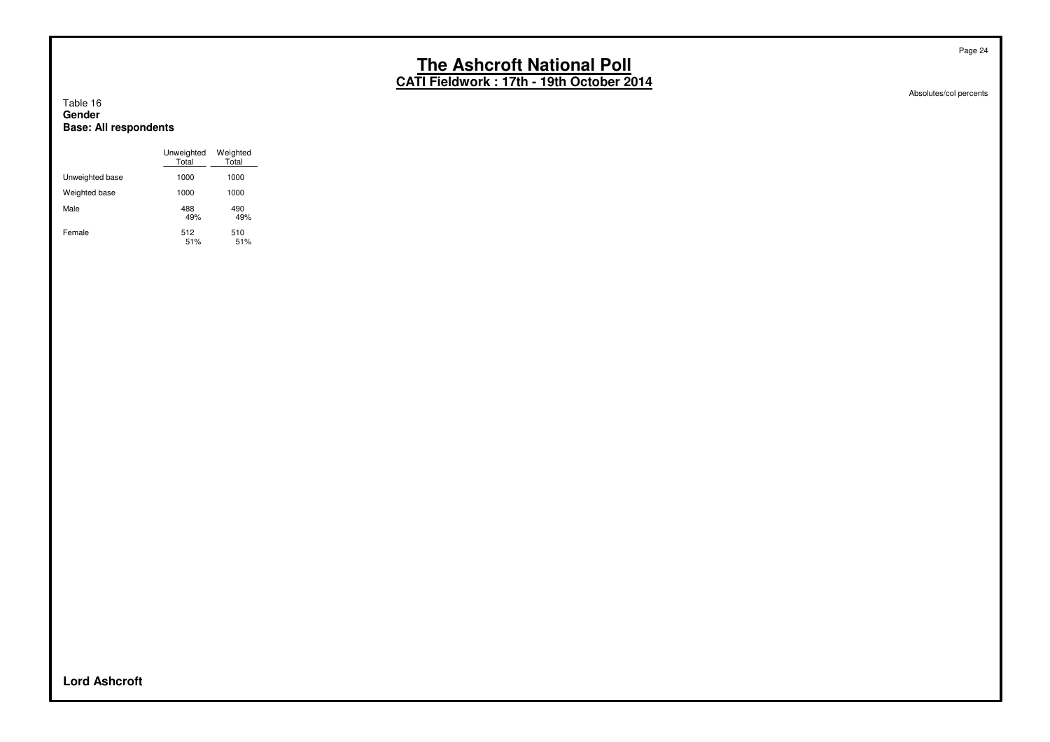Absolutes/col percents

Table 16
**Gender**
**Base: All respondents**

| | Unweighted Total | Weighted Total |
|---|---|---|
| Unweighted base | 1000 | 1000 |
| Weighted base | 1000 | 1000 |
| Male | 488 | 490 |
| | 49% | 49% |
| Female | 512 | 510 |
| | 51% | 51% |

**Lord Ashcroft**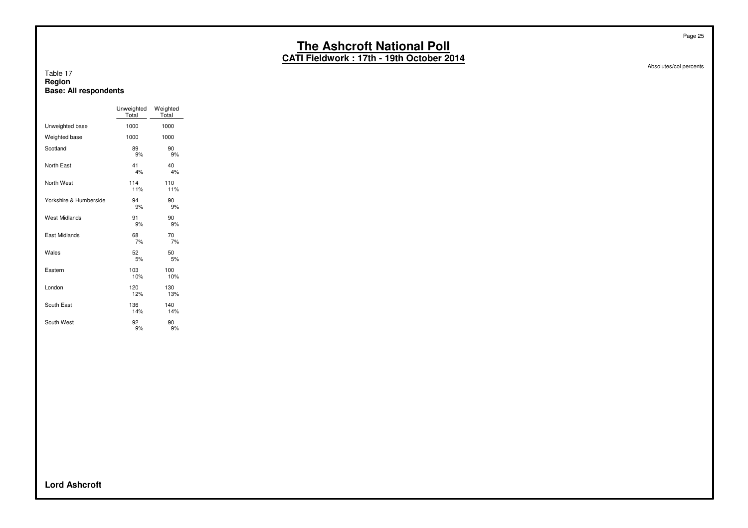# The Ashcroft National Poll

## CATI Fieldwork : 17th - 19th October 2014

Absolutes/col percents

Table 17
**Region**
**Base: All respondents**

| | Unweighted Total | Weighted Total |
|---|---|---|
| Unweighted base | 1000 | 1000 |
| Weighted base | 1000 | 1000 |
| Scotland | 89<br>9% | 90<br>9% |
| North East | 41<br>4% | 40<br>4% |
| North West | 114<br>11% | 110<br>11% |
| Yorkshire & Humberside | 94<br>9% | 90<br>9% |
| West Midlands | 91<br>9% | 90<br>9% |
| East Midlands | 68<br>7% | 70<br>7% |
| Wales | 52<br>5% | 50<br>5% |
| Eastern | 103<br>10% | 100<br>10% |
| London | 120<br>12% | 130<br>13% |
| South East | 136<br>14% | 140<br>14% |
| South West | 92<br>9% | 90<br>9% |

**Lord Ashcroft**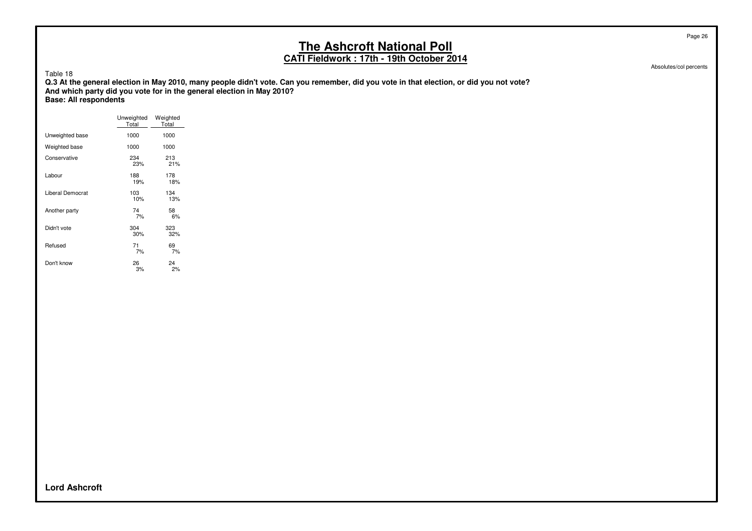# The Ashcroft National Poll

## CATI Fieldwork : 17th - 19th October 2014

Absolutes/col percents

Table 18

**Q.3 At the general election in May 2010, many people didn't vote. Can you remember, did you vote in that election, or did you not vote?**
**And which party did you vote for in the general election in May 2010?**
**Base: All respondents**

| | Unweighted Total | Weighted Total |
|---|---|---|
| Unweighted base | 1000 | 1000 |
| Weighted base | 1000 | 1000 |
| Conservative | 234<br>23% | 213<br>21% |
| Labour | 188<br>19% | 178<br>18% |
| Liberal Democrat | 103<br>10% | 134<br>13% |
| Another party | 74<br>7% | 58<br>6% |
| Didn't vote | 304<br>30% | 323<br>32% |
| Refused | 71<br>7% | 69<br>7% |
| Don't know | 26<br>3% | 24<br>2% |

**Lord Ashcroft**